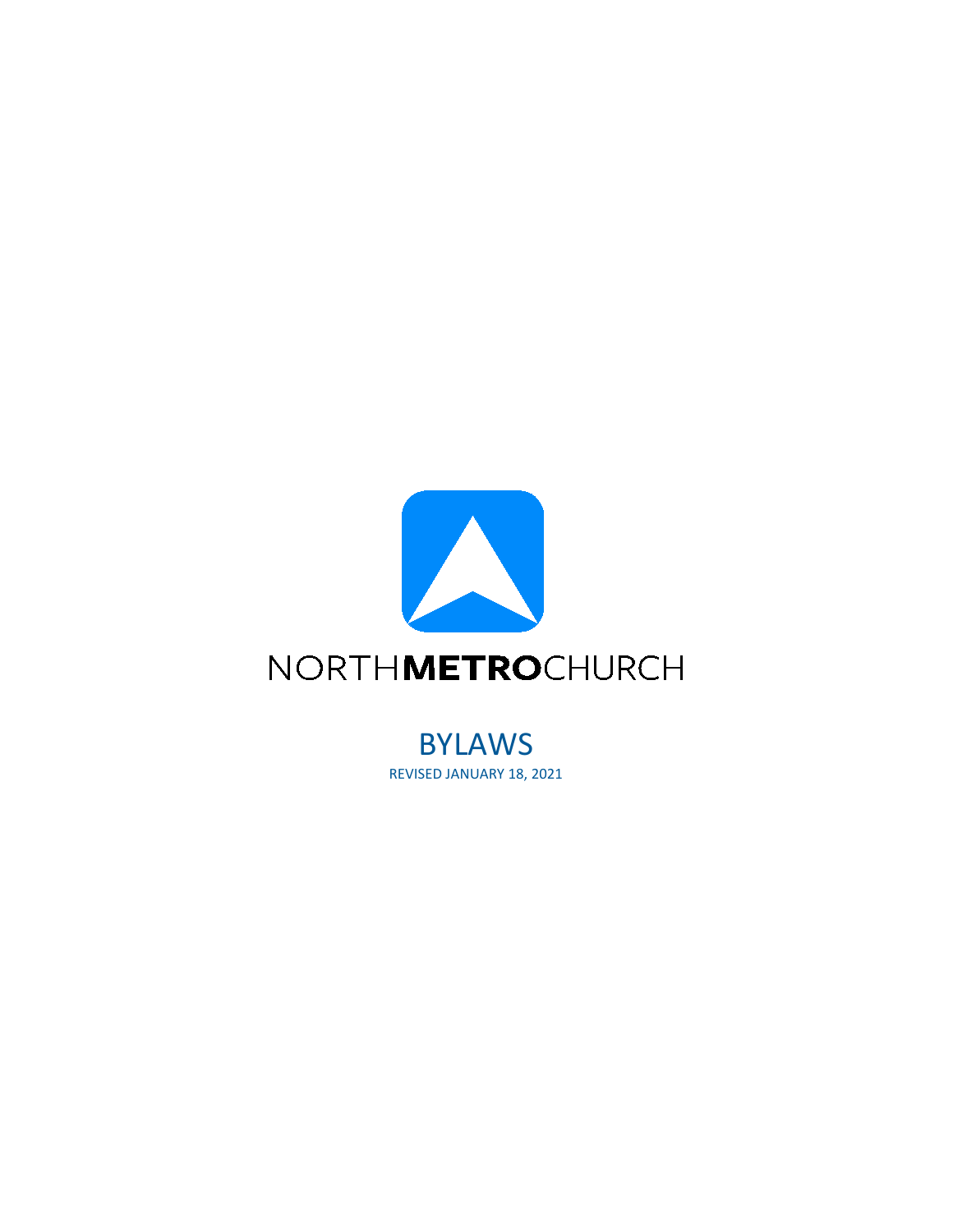NORTH**METRO**CHURCH

# BYLAWS

REVISED JANUARY 18, 2021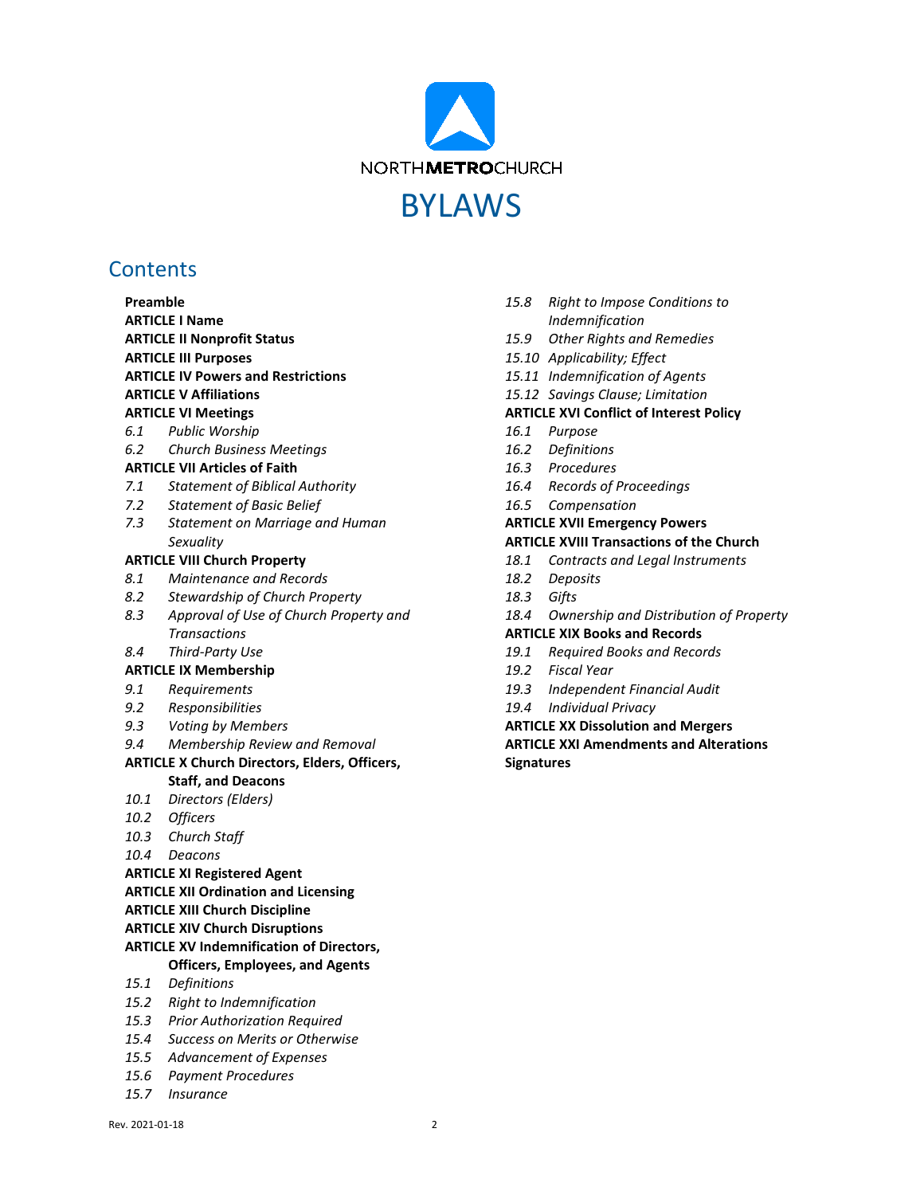NORTHMETROCHURCH

# BYLAWS

## Contents

**Preamble**
**ARTICLE I Name**
**ARTICLE II Nonprofit Status**
**ARTICLE III Purposes**
**ARTICLE IV Powers and Restrictions**
**ARTICLE V Affiliations**
**ARTICLE VI Meetings**
- *6.1 Public Worship*
- *6.2 Church Business Meetings*

**ARTICLE VII Articles of Faith**
- *7.1 Statement of Biblical Authority*
- *7.2 Statement of Basic Belief*
- *7.3 Statement on Marriage and Human Sexuality*

**ARTICLE VIII Church Property**
- *8.1 Maintenance and Records*
- *8.2 Stewardship of Church Property*
- *8.3 Approval of Use of Church Property and Transactions*
- *8.4 Third-Party Use*

**ARTICLE IX Membership**
- *9.1 Requirements*
- *9.2 Responsibilities*
- *9.3 Voting by Members*
- *9.4 Membership Review and Removal*

**ARTICLE X Church Directors, Elders, Officers, Staff, and Deacons**
- *10.1 Directors (Elders)*
- *10.2 Officers*
- *10.3 Church Staff*
- *10.4 Deacons*

**ARTICLE XI Registered Agent**
**ARTICLE XII Ordination and Licensing**
**ARTICLE XIII Church Discipline**
**ARTICLE XIV Church Disruptions**
**ARTICLE XV Indemnification of Directors, Officers, Employees, and Agents**
- *15.1 Definitions*
- *15.2 Right to Indemnification*
- *15.3 Prior Authorization Required*
- *15.4 Success on Merits or Otherwise*
- *15.5 Advancement of Expenses*
- *15.6 Payment Procedures*
- *15.7 Insurance*
- *15.8 Right to Impose Conditions to Indemnification*
- *15.9 Other Rights and Remedies*
- *15.10 Applicability; Effect*
- *15.11 Indemnification of Agents*
- *15.12 Savings Clause; Limitation*

**ARTICLE XVI Conflict of Interest Policy**
- *16.1 Purpose*
- *16.2 Definitions*
- *16.3 Procedures*
- *16.4 Records of Proceedings*
- *16.5 Compensation*

**ARTICLE XVII Emergency Powers**
**ARTICLE XVIII Transactions of the Church**
- *18.1 Contracts and Legal Instruments*
- *18.2 Deposits*
- *18.3 Gifts*
- *18.4 Ownership and Distribution of Property*

**ARTICLE XIX Books and Records**
- *19.1 Required Books and Records*
- *19.2 Fiscal Year*
- *19.3 Independent Financial Audit*
- *19.4 Individual Privacy*

**ARTICLE XX Dissolution and Mergers**
**ARTICLE XXI Amendments and Alterations**
**Signatures**

Rev. 2021-01-18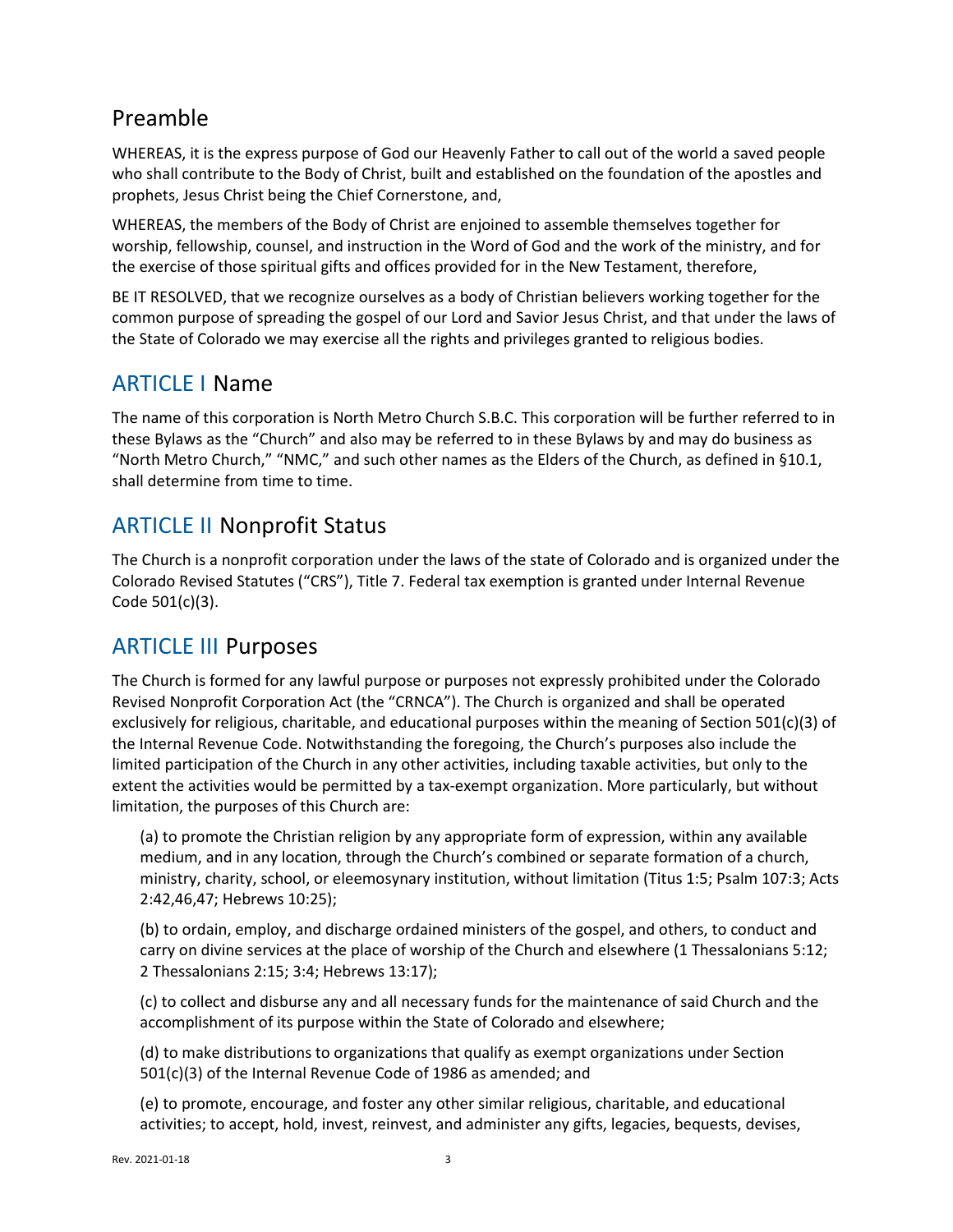## Preamble

WHEREAS, it is the express purpose of God our Heavenly Father to call out of the world a saved people who shall contribute to the Body of Christ, built and established on the foundation of the apostles and prophets, Jesus Christ being the Chief Cornerstone, and,

WHEREAS, the members of the Body of Christ are enjoined to assemble themselves together for worship, fellowship, counsel, and instruction in the Word of God and the work of the ministry, and for the exercise of those spiritual gifts and offices provided for in the New Testament, therefore,

BE IT RESOLVED, that we recognize ourselves as a body of Christian believers working together for the common purpose of spreading the gospel of our Lord and Savior Jesus Christ, and that under the laws of the State of Colorado we may exercise all the rights and privileges granted to religious bodies.

## ARTICLE I Name

The name of this corporation is North Metro Church S.B.C. This corporation will be further referred to in these Bylaws as the "Church" and also may be referred to in these Bylaws by and may do business as "North Metro Church," "NMC," and such other names as the Elders of the Church, as defined in §10.1, shall determine from time to time.

## ARTICLE II Nonprofit Status

The Church is a nonprofit corporation under the laws of the state of Colorado and is organized under the Colorado Revised Statutes ("CRS"), Title 7. Federal tax exemption is granted under Internal Revenue Code 501(c)(3).

## ARTICLE III Purposes

The Church is formed for any lawful purpose or purposes not expressly prohibited under the Colorado Revised Nonprofit Corporation Act (the "CRNCA"). The Church is organized and shall be operated exclusively for religious, charitable, and educational purposes within the meaning of Section 501(c)(3) of the Internal Revenue Code. Notwithstanding the foregoing, the Church's purposes also include the limited participation of the Church in any other activities, including taxable activities, but only to the extent the activities would be permitted by a tax-exempt organization. More particularly, but without limitation, the purposes of this Church are:

(a) to promote the Christian religion by any appropriate form of expression, within any available medium, and in any location, through the Church's combined or separate formation of a church, ministry, charity, school, or eleemosynary institution, without limitation (Titus 1:5; Psalm 107:3; Acts 2:42,46,47; Hebrews 10:25);

(b) to ordain, employ, and discharge ordained ministers of the gospel, and others, to conduct and carry on divine services at the place of worship of the Church and elsewhere (1 Thessalonians 5:12; 2 Thessalonians 2:15; 3:4; Hebrews 13:17);

(c) to collect and disburse any and all necessary funds for the maintenance of said Church and the accomplishment of its purpose within the State of Colorado and elsewhere;

(d) to make distributions to organizations that qualify as exempt organizations under Section 501(c)(3) of the Internal Revenue Code of 1986 as amended; and

(e) to promote, encourage, and foster any other similar religious, charitable, and educational activities; to accept, hold, invest, reinvest, and administer any gifts, legacies, bequests, devises,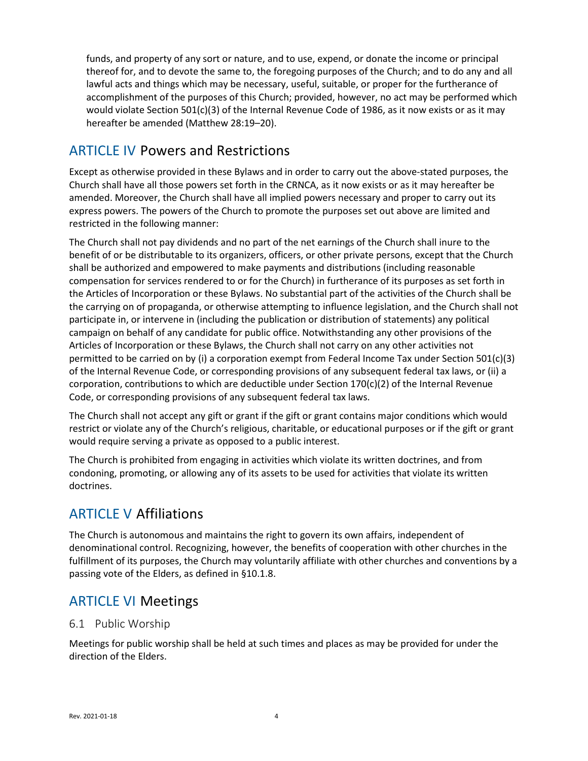funds, and property of any sort or nature, and to use, expend, or donate the income or principal thereof for, and to devote the same to, the foregoing purposes of the Church; and to do any and all lawful acts and things which may be necessary, useful, suitable, or proper for the furtherance of accomplishment of the purposes of this Church; provided, however, no act may be performed which would violate Section 501(c)(3) of the Internal Revenue Code of 1986, as it now exists or as it may hereafter be amended (Matthew 28:19–20).

## ARTICLE IV Powers and Restrictions

Except as otherwise provided in these Bylaws and in order to carry out the above-stated purposes, the Church shall have all those powers set forth in the CRNCA, as it now exists or as it may hereafter be amended. Moreover, the Church shall have all implied powers necessary and proper to carry out its express powers. The powers of the Church to promote the purposes set out above are limited and restricted in the following manner:

The Church shall not pay dividends and no part of the net earnings of the Church shall inure to the benefit of or be distributable to its organizers, officers, or other private persons, except that the Church shall be authorized and empowered to make payments and distributions (including reasonable compensation for services rendered to or for the Church) in furtherance of its purposes as set forth in the Articles of Incorporation or these Bylaws. No substantial part of the activities of the Church shall be the carrying on of propaganda, or otherwise attempting to influence legislation, and the Church shall not participate in, or intervene in (including the publication or distribution of statements) any political campaign on behalf of any candidate for public office. Notwithstanding any other provisions of the Articles of Incorporation or these Bylaws, the Church shall not carry on any other activities not permitted to be carried on by (i) a corporation exempt from Federal Income Tax under Section 501(c)(3) of the Internal Revenue Code, or corresponding provisions of any subsequent federal tax laws, or (ii) a corporation, contributions to which are deductible under Section 170(c)(2) of the Internal Revenue Code, or corresponding provisions of any subsequent federal tax laws.

The Church shall not accept any gift or grant if the gift or grant contains major conditions which would restrict or violate any of the Church's religious, charitable, or educational purposes or if the gift or grant would require serving a private as opposed to a public interest.

The Church is prohibited from engaging in activities which violate its written doctrines, and from condoning, promoting, or allowing any of its assets to be used for activities that violate its written doctrines.

## ARTICLE V Affiliations

The Church is autonomous and maintains the right to govern its own affairs, independent of denominational control. Recognizing, however, the benefits of cooperation with other churches in the fulfillment of its purposes, the Church may voluntarily affiliate with other churches and conventions by a passing vote of the Elders, as defined in §10.1.8.

## ARTICLE VI Meetings

### 6.1 Public Worship

Meetings for public worship shall be held at such times and places as may be provided for under the direction of the Elders.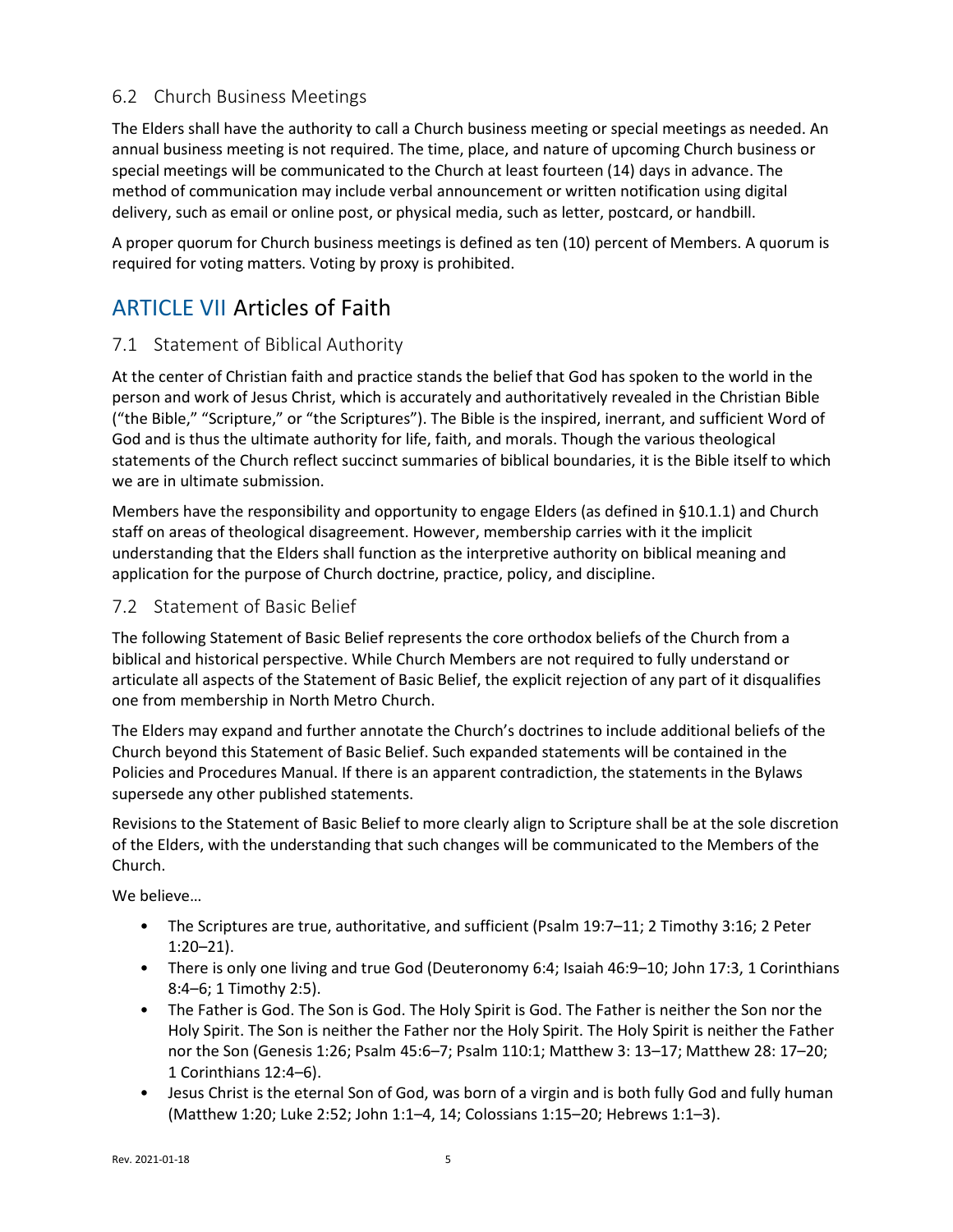## 6.2 Church Business Meetings

The Elders shall have the authority to call a Church business meeting or special meetings as needed. An annual business meeting is not required. The time, place, and nature of upcoming Church business or special meetings will be communicated to the Church at least fourteen (14) days in advance. The method of communication may include verbal announcement or written notification using digital delivery, such as email or online post, or physical media, such as letter, postcard, or handbill.

A proper quorum for Church business meetings is defined as ten (10) percent of Members. A quorum is required for voting matters. Voting by proxy is prohibited.

# ARTICLE VII Articles of Faith

## 7.1 Statement of Biblical Authority

At the center of Christian faith and practice stands the belief that God has spoken to the world in the person and work of Jesus Christ, which is accurately and authoritatively revealed in the Christian Bible ("the Bible," "Scripture," or "the Scriptures"). The Bible is the inspired, inerrant, and sufficient Word of God and is thus the ultimate authority for life, faith, and morals. Though the various theological statements of the Church reflect succinct summaries of biblical boundaries, it is the Bible itself to which we are in ultimate submission.

Members have the responsibility and opportunity to engage Elders (as defined in §10.1.1) and Church staff on areas of theological disagreement. However, membership carries with it the implicit understanding that the Elders shall function as the interpretive authority on biblical meaning and application for the purpose of Church doctrine, practice, policy, and discipline.

## 7.2 Statement of Basic Belief

The following Statement of Basic Belief represents the core orthodox beliefs of the Church from a biblical and historical perspective. While Church Members are not required to fully understand or articulate all aspects of the Statement of Basic Belief, the explicit rejection of any part of it disqualifies one from membership in North Metro Church.

The Elders may expand and further annotate the Church's doctrines to include additional beliefs of the Church beyond this Statement of Basic Belief. Such expanded statements will be contained in the Policies and Procedures Manual. If there is an apparent contradiction, the statements in the Bylaws supersede any other published statements.

Revisions to the Statement of Basic Belief to more clearly align to Scripture shall be at the sole discretion of the Elders, with the understanding that such changes will be communicated to the Members of the Church.

We believe…

- The Scriptures are true, authoritative, and sufficient (Psalm 19:7–11; 2 Timothy 3:16; 2 Peter 1:20–21).
- There is only one living and true God (Deuteronomy 6:4; Isaiah 46:9–10; John 17:3, 1 Corinthians 8:4–6; 1 Timothy 2:5).
- The Father is God. The Son is God. The Holy Spirit is God. The Father is neither the Son nor the Holy Spirit. The Son is neither the Father nor the Holy Spirit. The Holy Spirit is neither the Father nor the Son (Genesis 1:26; Psalm 45:6–7; Psalm 110:1; Matthew 3: 13–17; Matthew 28: 17–20; 1 Corinthians 12:4–6).
- Jesus Christ is the eternal Son of God, was born of a virgin and is both fully God and fully human (Matthew 1:20; Luke 2:52; John 1:1–4, 14; Colossians 1:15–20; Hebrews 1:1–3).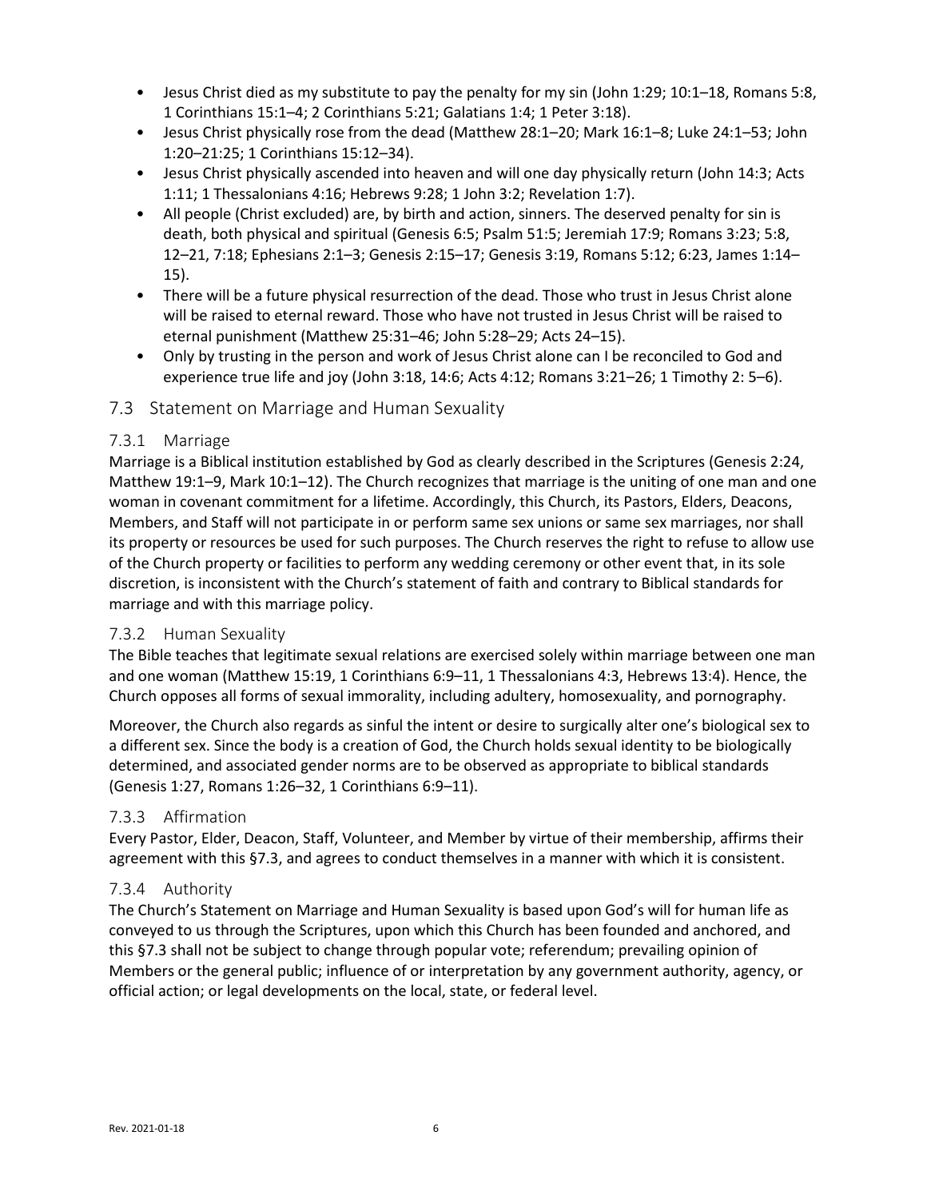- Jesus Christ died as my substitute to pay the penalty for my sin (John 1:29; 10:1–18, Romans 5:8, 1 Corinthians 15:1–4; 2 Corinthians 5:21; Galatians 1:4; 1 Peter 3:18).
- Jesus Christ physically rose from the dead (Matthew 28:1–20; Mark 16:1–8; Luke 24:1–53; John 1:20–21:25; 1 Corinthians 15:12–34).
- Jesus Christ physically ascended into heaven and will one day physically return (John 14:3; Acts 1:11; 1 Thessalonians 4:16; Hebrews 9:28; 1 John 3:2; Revelation 1:7).
- All people (Christ excluded) are, by birth and action, sinners. The deserved penalty for sin is death, both physical and spiritual (Genesis 6:5; Psalm 51:5; Jeremiah 17:9; Romans 3:23; 5:8, 12–21, 7:18; Ephesians 2:1–3; Genesis 2:15–17; Genesis 3:19, Romans 5:12; 6:23, James 1:14–15).
- There will be a future physical resurrection of the dead. Those who trust in Jesus Christ alone will be raised to eternal reward. Those who have not trusted in Jesus Christ will be raised to eternal punishment (Matthew 25:31–46; John 5:28–29; Acts 24–15).
- Only by trusting in the person and work of Jesus Christ alone can I be reconciled to God and experience true life and joy (John 3:18, 14:6; Acts 4:12; Romans 3:21–26; 1 Timothy 2: 5–6).

## 7.3 Statement on Marriage and Human Sexuality

### 7.3.1 Marriage

Marriage is a Biblical institution established by God as clearly described in the Scriptures (Genesis 2:24, Matthew 19:1–9, Mark 10:1–12). The Church recognizes that marriage is the uniting of one man and one woman in covenant commitment for a lifetime. Accordingly, this Church, its Pastors, Elders, Deacons, Members, and Staff will not participate in or perform same sex unions or same sex marriages, nor shall its property or resources be used for such purposes. The Church reserves the right to refuse to allow use of the Church property or facilities to perform any wedding ceremony or other event that, in its sole discretion, is inconsistent with the Church's statement of faith and contrary to Biblical standards for marriage and with this marriage policy.

### 7.3.2 Human Sexuality

The Bible teaches that legitimate sexual relations are exercised solely within marriage between one man and one woman (Matthew 15:19, 1 Corinthians 6:9–11, 1 Thessalonians 4:3, Hebrews 13:4). Hence, the Church opposes all forms of sexual immorality, including adultery, homosexuality, and pornography.

Moreover, the Church also regards as sinful the intent or desire to surgically alter one's biological sex to a different sex. Since the body is a creation of God, the Church holds sexual identity to be biologically determined, and associated gender norms are to be observed as appropriate to biblical standards (Genesis 1:27, Romans 1:26–32, 1 Corinthians 6:9–11).

### 7.3.3 Affirmation

Every Pastor, Elder, Deacon, Staff, Volunteer, and Member by virtue of their membership, affirms their agreement with this §7.3, and agrees to conduct themselves in a manner with which it is consistent.

### 7.3.4 Authority

The Church's Statement on Marriage and Human Sexuality is based upon God's will for human life as conveyed to us through the Scriptures, upon which this Church has been founded and anchored, and this §7.3 shall not be subject to change through popular vote; referendum; prevailing opinion of Members or the general public; influence of or interpretation by any government authority, agency, or official action; or legal developments on the local, state, or federal level.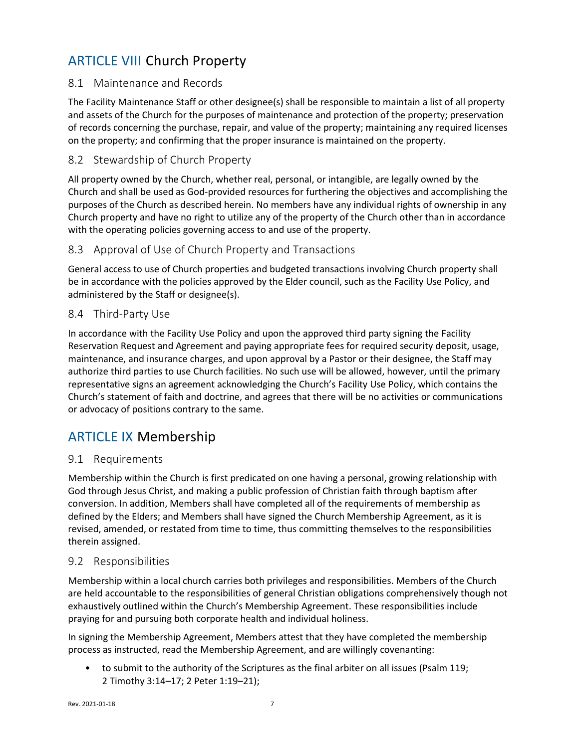# ARTICLE VIII Church Property

## 8.1 Maintenance and Records

The Facility Maintenance Staff or other designee(s) shall be responsible to maintain a list of all property and assets of the Church for the purposes of maintenance and protection of the property; preservation of records concerning the purchase, repair, and value of the property; maintaining any required licenses on the property; and confirming that the proper insurance is maintained on the property.

## 8.2 Stewardship of Church Property

All property owned by the Church, whether real, personal, or intangible, are legally owned by the Church and shall be used as God-provided resources for furthering the objectives and accomplishing the purposes of the Church as described herein. No members have any individual rights of ownership in any Church property and have no right to utilize any of the property of the Church other than in accordance with the operating policies governing access to and use of the property.

## 8.3 Approval of Use of Church Property and Transactions

General access to use of Church properties and budgeted transactions involving Church property shall be in accordance with the policies approved by the Elder council, such as the Facility Use Policy, and administered by the Staff or designee(s).

## 8.4 Third-Party Use

In accordance with the Facility Use Policy and upon the approved third party signing the Facility Reservation Request and Agreement and paying appropriate fees for required security deposit, usage, maintenance, and insurance charges, and upon approval by a Pastor or their designee, the Staff may authorize third parties to use Church facilities. No such use will be allowed, however, until the primary representative signs an agreement acknowledging the Church's Facility Use Policy, which contains the Church's statement of faith and doctrine, and agrees that there will be no activities or communications or advocacy of positions contrary to the same.

# ARTICLE IX Membership

## 9.1 Requirements

Membership within the Church is first predicated on one having a personal, growing relationship with God through Jesus Christ, and making a public profession of Christian faith through baptism after conversion. In addition, Members shall have completed all of the requirements of membership as defined by the Elders; and Members shall have signed the Church Membership Agreement, as it is revised, amended, or restated from time to time, thus committing themselves to the responsibilities therein assigned.

## 9.2 Responsibilities

Membership within a local church carries both privileges and responsibilities. Members of the Church are held accountable to the responsibilities of general Christian obligations comprehensively though not exhaustively outlined within the Church's Membership Agreement. These responsibilities include praying for and pursuing both corporate health and individual holiness.

In signing the Membership Agreement, Members attest that they have completed the membership process as instructed, read the Membership Agreement, and are willingly covenanting:

- to submit to the authority of the Scriptures as the final arbiter on all issues (Psalm 119; 2 Timothy 3:14–17; 2 Peter 1:19–21);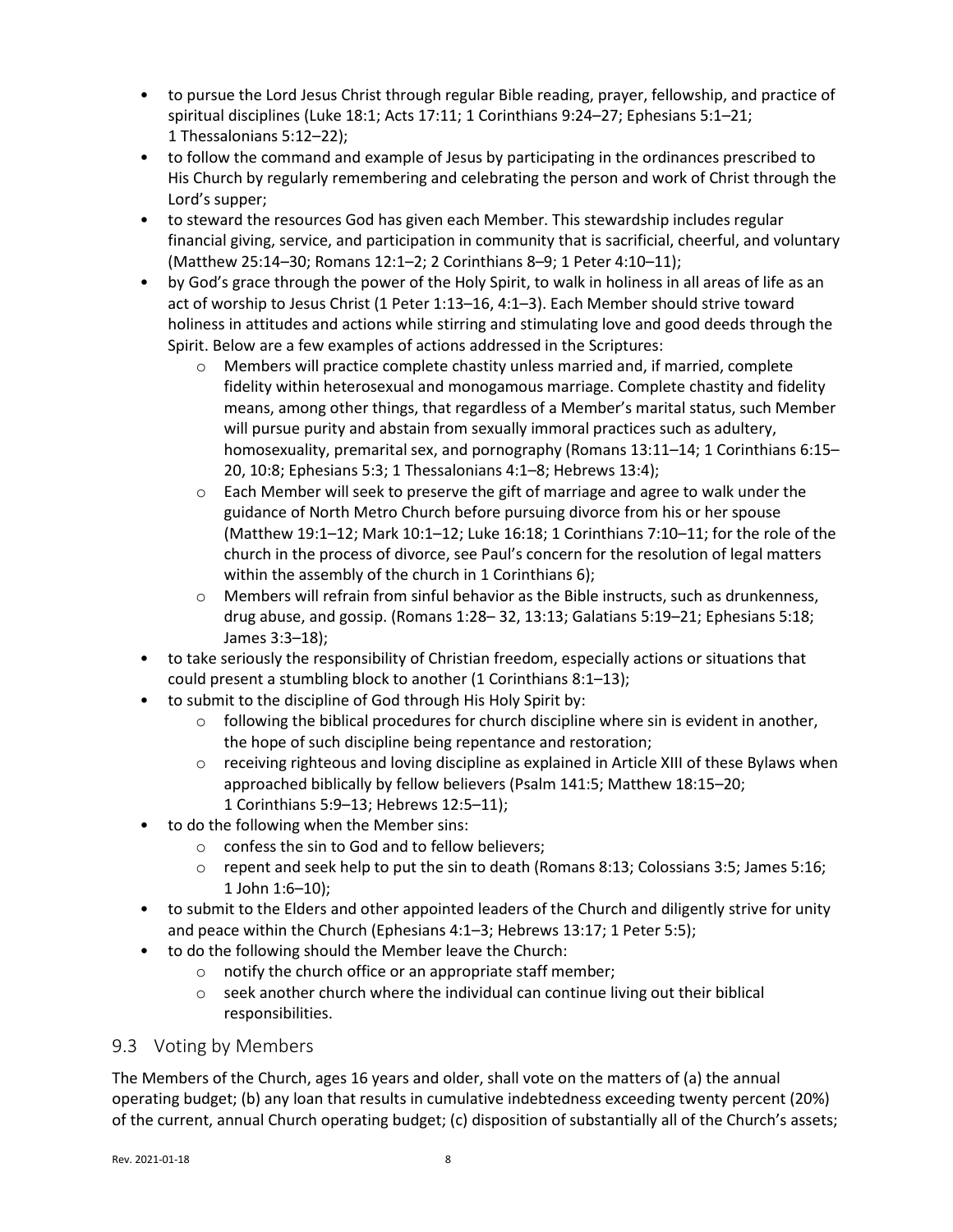- to pursue the Lord Jesus Christ through regular Bible reading, prayer, fellowship, and practice of spiritual disciplines (Luke 18:1; Acts 17:11; 1 Corinthians 9:24–27; Ephesians 5:1–21; 1 Thessalonians 5:12–22);
- to follow the command and example of Jesus by participating in the ordinances prescribed to His Church by regularly remembering and celebrating the person and work of Christ through the Lord's supper;
- to steward the resources God has given each Member. This stewardship includes regular financial giving, service, and participation in community that is sacrificial, cheerful, and voluntary (Matthew 25:14–30; Romans 12:1–2; 2 Corinthians 8–9; 1 Peter 4:10–11);
- by God's grace through the power of the Holy Spirit, to walk in holiness in all areas of life as an act of worship to Jesus Christ (1 Peter 1:13–16, 4:1–3). Each Member should strive toward holiness in attitudes and actions while stirring and stimulating love and good deeds through the Spirit. Below are a few examples of actions addressed in the Scriptures:
    - Members will practice complete chastity unless married and, if married, complete fidelity within heterosexual and monogamous marriage. Complete chastity and fidelity means, among other things, that regardless of a Member's marital status, such Member will pursue purity and abstain from sexually immoral practices such as adultery, homosexuality, premarital sex, and pornography (Romans 13:11–14; 1 Corinthians 6:15–20, 10:8; Ephesians 5:3; 1 Thessalonians 4:1–8; Hebrews 13:4);
    - Each Member will seek to preserve the gift of marriage and agree to walk under the guidance of North Metro Church before pursuing divorce from his or her spouse (Matthew 19:1–12; Mark 10:1–12; Luke 16:18; 1 Corinthians 7:10–11; for the role of the church in the process of divorce, see Paul's concern for the resolution of legal matters within the assembly of the church in 1 Corinthians 6);
    - Members will refrain from sinful behavior as the Bible instructs, such as drunkenness, drug abuse, and gossip. (Romans 1:28– 32, 13:13; Galatians 5:19–21; Ephesians 5:18; James 3:3–18);
- to take seriously the responsibility of Christian freedom, especially actions or situations that could present a stumbling block to another (1 Corinthians 8:1–13);
- to submit to the discipline of God through His Holy Spirit by:
    - following the biblical procedures for church discipline where sin is evident in another, the hope of such discipline being repentance and restoration;
    - receiving righteous and loving discipline as explained in Article XIII of these Bylaws when approached biblically by fellow believers (Psalm 141:5; Matthew 18:15–20; 1 Corinthians 5:9–13; Hebrews 12:5–11);
- to do the following when the Member sins:
    - confess the sin to God and to fellow believers;
    - repent and seek help to put the sin to death (Romans 8:13; Colossians 3:5; James 5:16; 1 John 1:6–10);
- to submit to the Elders and other appointed leaders of the Church and diligently strive for unity and peace within the Church (Ephesians 4:1–3; Hebrews 13:17; 1 Peter 5:5);
- to do the following should the Member leave the Church:
    - notify the church office or an appropriate staff member;
    - seek another church where the individual can continue living out their biblical responsibilities.

## 9.3 Voting by Members

The Members of the Church, ages 16 years and older, shall vote on the matters of (a) the annual operating budget; (b) any loan that results in cumulative indebtedness exceeding twenty percent (20%) of the current, annual Church operating budget; (c) disposition of substantially all of the Church's assets;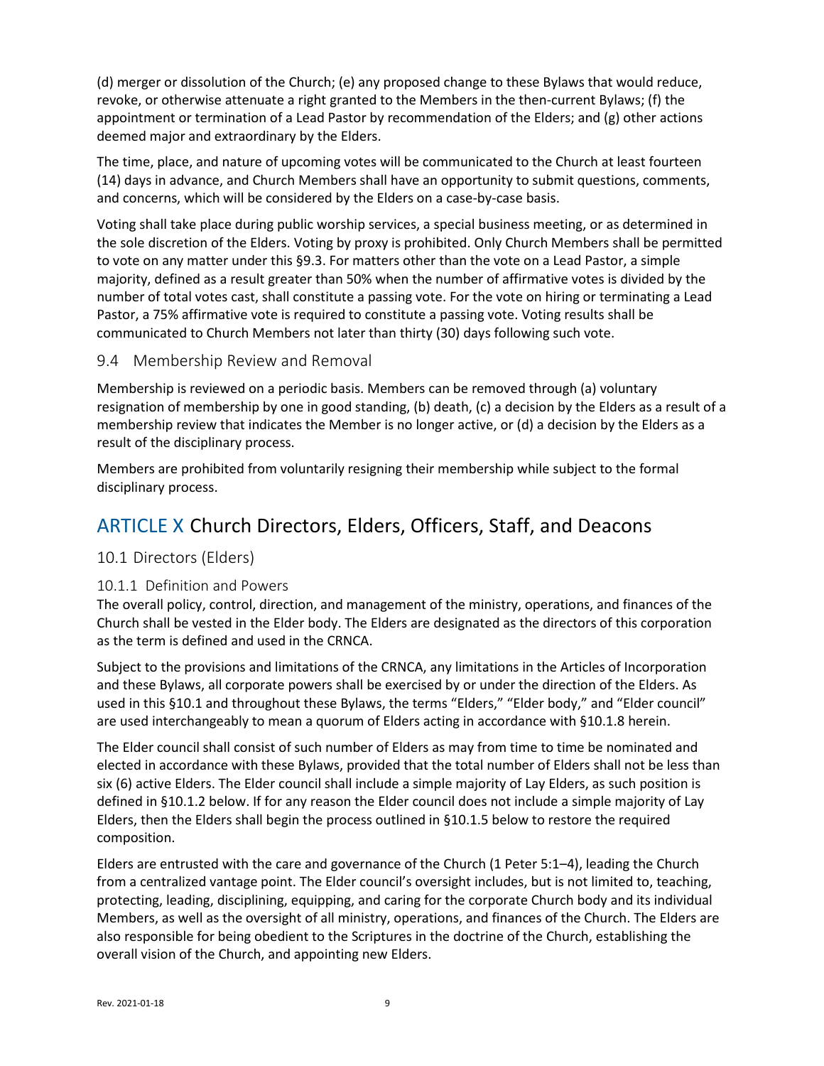(d) merger or dissolution of the Church; (e) any proposed change to these Bylaws that would reduce, revoke, or otherwise attenuate a right granted to the Members in the then-current Bylaws; (f) the appointment or termination of a Lead Pastor by recommendation of the Elders; and (g) other actions deemed major and extraordinary by the Elders.

The time, place, and nature of upcoming votes will be communicated to the Church at least fourteen (14) days in advance, and Church Members shall have an opportunity to submit questions, comments, and concerns, which will be considered by the Elders on a case-by-case basis.

Voting shall take place during public worship services, a special business meeting, or as determined in the sole discretion of the Elders. Voting by proxy is prohibited. Only Church Members shall be permitted to vote on any matter under this §9.3. For matters other than the vote on a Lead Pastor, a simple majority, defined as a result greater than 50% when the number of affirmative votes is divided by the number of total votes cast, shall constitute a passing vote. For the vote on hiring or terminating a Lead Pastor, a 75% affirmative vote is required to constitute a passing vote. Voting results shall be communicated to Church Members not later than thirty (30) days following such vote.

### 9.4 Membership Review and Removal

Membership is reviewed on a periodic basis. Members can be removed through (a) voluntary resignation of membership by one in good standing, (b) death, (c) a decision by the Elders as a result of a membership review that indicates the Member is no longer active, or (d) a decision by the Elders as a result of the disciplinary process.

Members are prohibited from voluntarily resigning their membership while subject to the formal disciplinary process.

## ARTICLE X Church Directors, Elders, Officers, Staff, and Deacons

### 10.1 Directors (Elders)

#### 10.1.1 Definition and Powers

The overall policy, control, direction, and management of the ministry, operations, and finances of the Church shall be vested in the Elder body. The Elders are designated as the directors of this corporation as the term is defined and used in the CRNCA.

Subject to the provisions and limitations of the CRNCA, any limitations in the Articles of Incorporation and these Bylaws, all corporate powers shall be exercised by or under the direction of the Elders. As used in this §10.1 and throughout these Bylaws, the terms "Elders," "Elder body," and "Elder council" are used interchangeably to mean a quorum of Elders acting in accordance with §10.1.8 herein.

The Elder council shall consist of such number of Elders as may from time to time be nominated and elected in accordance with these Bylaws, provided that the total number of Elders shall not be less than six (6) active Elders. The Elder council shall include a simple majority of Lay Elders, as such position is defined in §10.1.2 below. If for any reason the Elder council does not include a simple majority of Lay Elders, then the Elders shall begin the process outlined in §10.1.5 below to restore the required composition.

Elders are entrusted with the care and governance of the Church (1 Peter 5:1–4), leading the Church from a centralized vantage point. The Elder council's oversight includes, but is not limited to, teaching, protecting, leading, disciplining, equipping, and caring for the corporate Church body and its individual Members, as well as the oversight of all ministry, operations, and finances of the Church. The Elders are also responsible for being obedient to the Scriptures in the doctrine of the Church, establishing the overall vision of the Church, and appointing new Elders.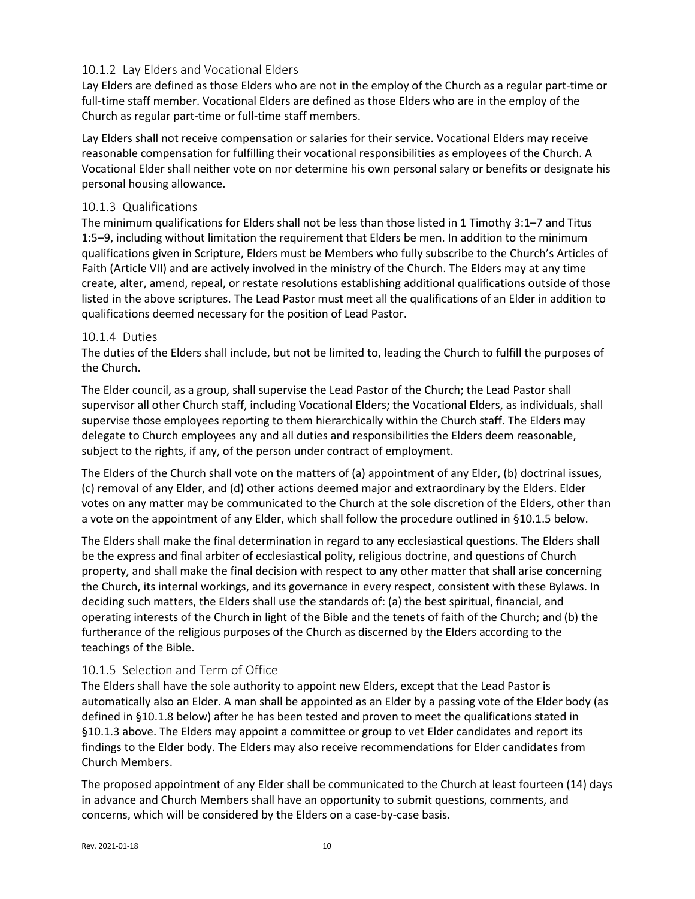### 10.1.2 Lay Elders and Vocational Elders

Lay Elders are defined as those Elders who are not in the employ of the Church as a regular part-time or full-time staff member. Vocational Elders are defined as those Elders who are in the employ of the Church as regular part-time or full-time staff members.

Lay Elders shall not receive compensation or salaries for their service. Vocational Elders may receive reasonable compensation for fulfilling their vocational responsibilities as employees of the Church. A Vocational Elder shall neither vote on nor determine his own personal salary or benefits or designate his personal housing allowance.

### 10.1.3 Qualifications

The minimum qualifications for Elders shall not be less than those listed in 1 Timothy 3:1–7 and Titus 1:5–9, including without limitation the requirement that Elders be men. In addition to the minimum qualifications given in Scripture, Elders must be Members who fully subscribe to the Church's Articles of Faith (Article VII) and are actively involved in the ministry of the Church. The Elders may at any time create, alter, amend, repeal, or restate resolutions establishing additional qualifications outside of those listed in the above scriptures. The Lead Pastor must meet all the qualifications of an Elder in addition to qualifications deemed necessary for the position of Lead Pastor.

### 10.1.4 Duties

The duties of the Elders shall include, but not be limited to, leading the Church to fulfill the purposes of the Church.

The Elder council, as a group, shall supervise the Lead Pastor of the Church; the Lead Pastor shall supervisor all other Church staff, including Vocational Elders; the Vocational Elders, as individuals, shall supervise those employees reporting to them hierarchically within the Church staff. The Elders may delegate to Church employees any and all duties and responsibilities the Elders deem reasonable, subject to the rights, if any, of the person under contract of employment.

The Elders of the Church shall vote on the matters of (a) appointment of any Elder, (b) doctrinal issues, (c) removal of any Elder, and (d) other actions deemed major and extraordinary by the Elders. Elder votes on any matter may be communicated to the Church at the sole discretion of the Elders, other than a vote on the appointment of any Elder, which shall follow the procedure outlined in §10.1.5 below.

The Elders shall make the final determination in regard to any ecclesiastical questions. The Elders shall be the express and final arbiter of ecclesiastical polity, religious doctrine, and questions of Church property, and shall make the final decision with respect to any other matter that shall arise concerning the Church, its internal workings, and its governance in every respect, consistent with these Bylaws. In deciding such matters, the Elders shall use the standards of: (a) the best spiritual, financial, and operating interests of the Church in light of the Bible and the tenets of faith of the Church; and (b) the furtherance of the religious purposes of the Church as discerned by the Elders according to the teachings of the Bible.

### 10.1.5 Selection and Term of Office

The Elders shall have the sole authority to appoint new Elders, except that the Lead Pastor is automatically also an Elder. A man shall be appointed as an Elder by a passing vote of the Elder body (as defined in §10.1.8 below) after he has been tested and proven to meet the qualifications stated in §10.1.3 above. The Elders may appoint a committee or group to vet Elder candidates and report its findings to the Elder body. The Elders may also receive recommendations for Elder candidates from Church Members.

The proposed appointment of any Elder shall be communicated to the Church at least fourteen (14) days in advance and Church Members shall have an opportunity to submit questions, comments, and concerns, which will be considered by the Elders on a case-by-case basis.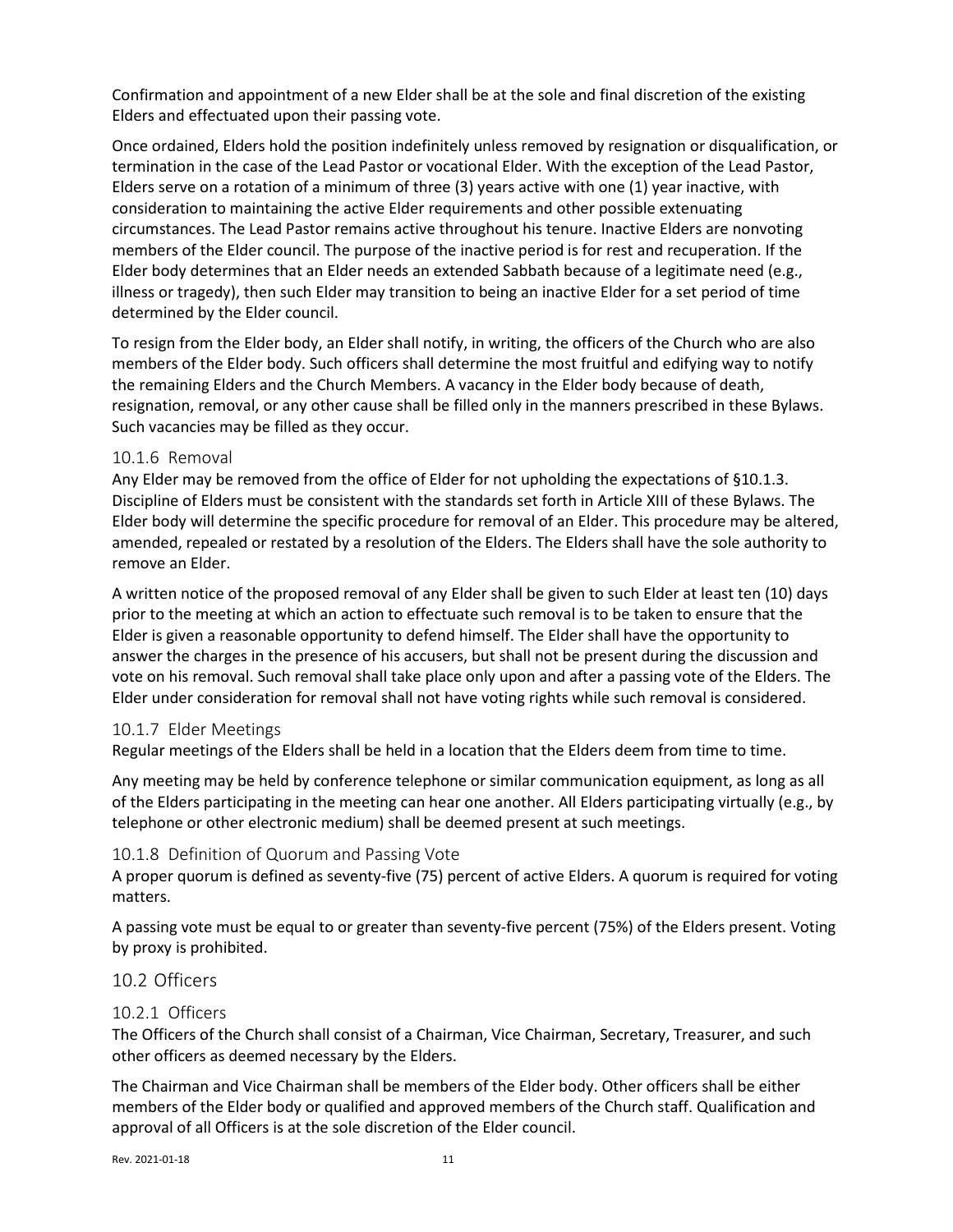Confirmation and appointment of a new Elder shall be at the sole and final discretion of the existing Elders and effectuated upon their passing vote.

Once ordained, Elders hold the position indefinitely unless removed by resignation or disqualification, or termination in the case of the Lead Pastor or vocational Elder. With the exception of the Lead Pastor, Elders serve on a rotation of a minimum of three (3) years active with one (1) year inactive, with consideration to maintaining the active Elder requirements and other possible extenuating circumstances. The Lead Pastor remains active throughout his tenure. Inactive Elders are nonvoting members of the Elder council. The purpose of the inactive period is for rest and recuperation. If the Elder body determines that an Elder needs an extended Sabbath because of a legitimate need (e.g., illness or tragedy), then such Elder may transition to being an inactive Elder for a set period of time determined by the Elder council.

To resign from the Elder body, an Elder shall notify, in writing, the officers of the Church who are also members of the Elder body. Such officers shall determine the most fruitful and edifying way to notify the remaining Elders and the Church Members. A vacancy in the Elder body because of death, resignation, removal, or any other cause shall be filled only in the manners prescribed in these Bylaws. Such vacancies may be filled as they occur.

### 10.1.6 Removal

Any Elder may be removed from the office of Elder for not upholding the expectations of §10.1.3. Discipline of Elders must be consistent with the standards set forth in Article XIII of these Bylaws. The Elder body will determine the specific procedure for removal of an Elder. This procedure may be altered, amended, repealed or restated by a resolution of the Elders. The Elders shall have the sole authority to remove an Elder.

A written notice of the proposed removal of any Elder shall be given to such Elder at least ten (10) days prior to the meeting at which an action to effectuate such removal is to be taken to ensure that the Elder is given a reasonable opportunity to defend himself. The Elder shall have the opportunity to answer the charges in the presence of his accusers, but shall not be present during the discussion and vote on his removal. Such removal shall take place only upon and after a passing vote of the Elders. The Elder under consideration for removal shall not have voting rights while such removal is considered.

### 10.1.7 Elder Meetings

Regular meetings of the Elders shall be held in a location that the Elders deem from time to time.

Any meeting may be held by conference telephone or similar communication equipment, as long as all of the Elders participating in the meeting can hear one another. All Elders participating virtually (e.g., by telephone or other electronic medium) shall be deemed present at such meetings.

### 10.1.8 Definition of Quorum and Passing Vote

A proper quorum is defined as seventy-five (75) percent of active Elders. A quorum is required for voting matters.

A passing vote must be equal to or greater than seventy-five percent (75%) of the Elders present. Voting by proxy is prohibited.

## 10.2 Officers

### 10.2.1 Officers

The Officers of the Church shall consist of a Chairman, Vice Chairman, Secretary, Treasurer, and such other officers as deemed necessary by the Elders.

The Chairman and Vice Chairman shall be members of the Elder body. Other officers shall be either members of the Elder body or qualified and approved members of the Church staff. Qualification and approval of all Officers is at the sole discretion of the Elder council.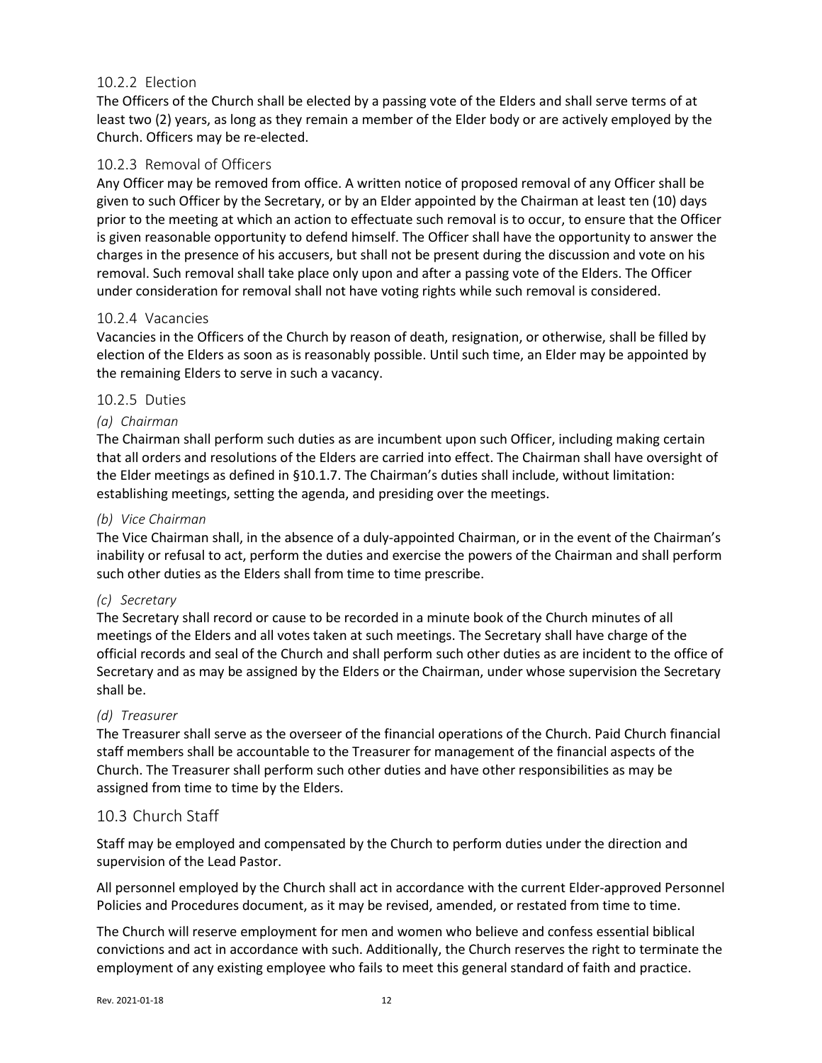### 10.2.2 Election

The Officers of the Church shall be elected by a passing vote of the Elders and shall serve terms of at least two (2) years, as long as they remain a member of the Elder body or are actively employed by the Church. Officers may be re-elected.

### 10.2.3 Removal of Officers

Any Officer may be removed from office. A written notice of proposed removal of any Officer shall be given to such Officer by the Secretary, or by an Elder appointed by the Chairman at least ten (10) days prior to the meeting at which an action to effectuate such removal is to occur, to ensure that the Officer is given reasonable opportunity to defend himself. The Officer shall have the opportunity to answer the charges in the presence of his accusers, but shall not be present during the discussion and vote on his removal. Such removal shall take place only upon and after a passing vote of the Elders. The Officer under consideration for removal shall not have voting rights while such removal is considered.

### 10.2.4 Vacancies

Vacancies in the Officers of the Church by reason of death, resignation, or otherwise, shall be filled by election of the Elders as soon as is reasonably possible. Until such time, an Elder may be appointed by the remaining Elders to serve in such a vacancy.

### 10.2.5 Duties

*(a) Chairman*

The Chairman shall perform such duties as are incumbent upon such Officer, including making certain that all orders and resolutions of the Elders are carried into effect. The Chairman shall have oversight of the Elder meetings as defined in §10.1.7. The Chairman's duties shall include, without limitation: establishing meetings, setting the agenda, and presiding over the meetings.

*(b) Vice Chairman*

The Vice Chairman shall, in the absence of a duly-appointed Chairman, or in the event of the Chairman's inability or refusal to act, perform the duties and exercise the powers of the Chairman and shall perform such other duties as the Elders shall from time to time prescribe.

*(c) Secretary*

The Secretary shall record or cause to be recorded in a minute book of the Church minutes of all meetings of the Elders and all votes taken at such meetings. The Secretary shall have charge of the official records and seal of the Church and shall perform such other duties as are incident to the office of Secretary and as may be assigned by the Elders or the Chairman, under whose supervision the Secretary shall be.

*(d) Treasurer*

The Treasurer shall serve as the overseer of the financial operations of the Church. Paid Church financial staff members shall be accountable to the Treasurer for management of the financial aspects of the Church. The Treasurer shall perform such other duties and have other responsibilities as may be assigned from time to time by the Elders.

## 10.3 Church Staff

Staff may be employed and compensated by the Church to perform duties under the direction and supervision of the Lead Pastor.

All personnel employed by the Church shall act in accordance with the current Elder-approved Personnel Policies and Procedures document, as it may be revised, amended, or restated from time to time.

The Church will reserve employment for men and women who believe and confess essential biblical convictions and act in accordance with such. Additionally, the Church reserves the right to terminate the employment of any existing employee who fails to meet this general standard of faith and practice.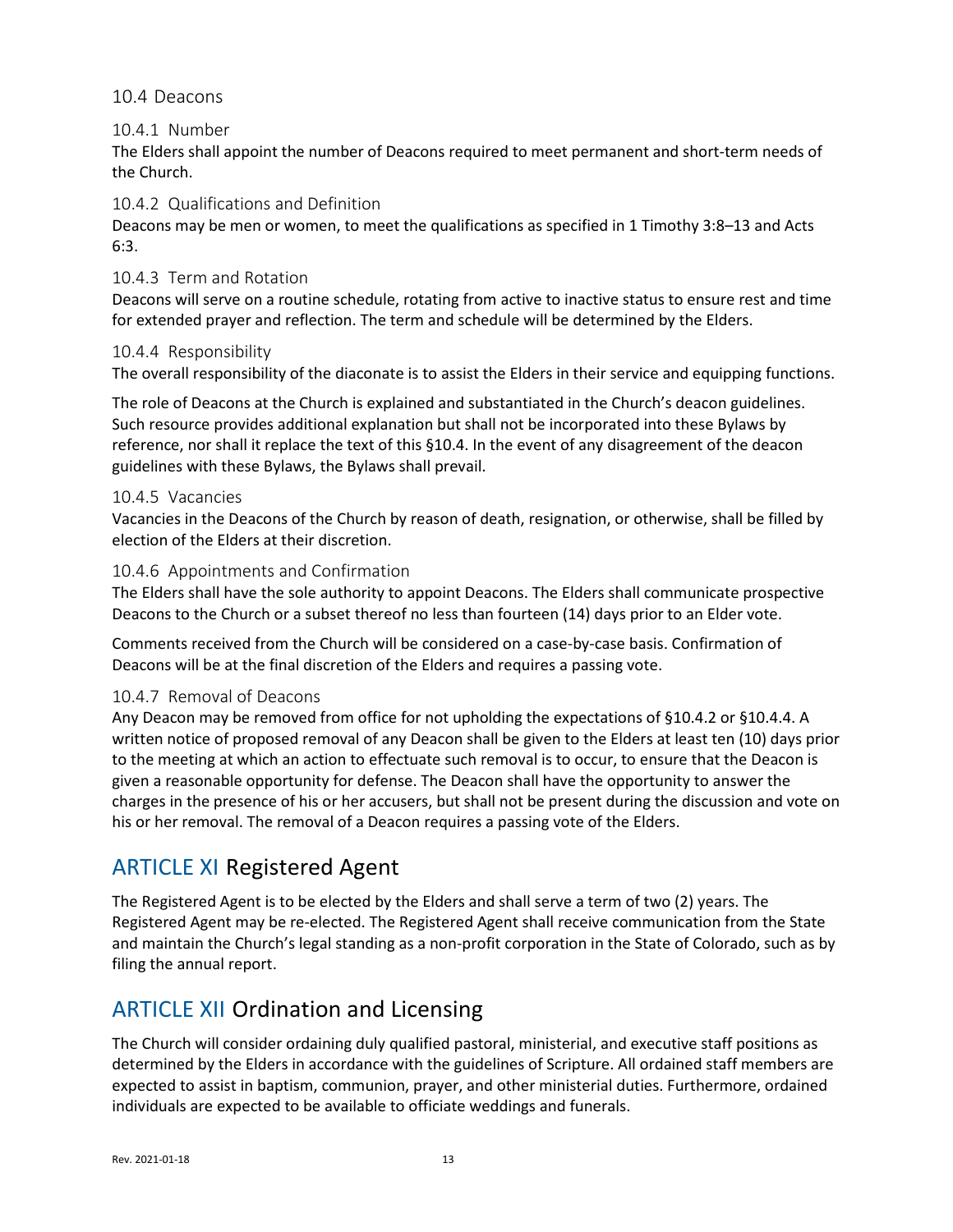## 10.4 Deacons

### 10.4.1 Number

The Elders shall appoint the number of Deacons required to meet permanent and short-term needs of the Church.

### 10.4.2 Qualifications and Definition

Deacons may be men or women, to meet the qualifications as specified in 1 Timothy 3:8–13 and Acts 6:3.

### 10.4.3 Term and Rotation

Deacons will serve on a routine schedule, rotating from active to inactive status to ensure rest and time for extended prayer and reflection. The term and schedule will be determined by the Elders.

### 10.4.4 Responsibility

The overall responsibility of the diaconate is to assist the Elders in their service and equipping functions.

The role of Deacons at the Church is explained and substantiated in the Church's deacon guidelines. Such resource provides additional explanation but shall not be incorporated into these Bylaws by reference, nor shall it replace the text of this §10.4. In the event of any disagreement of the deacon guidelines with these Bylaws, the Bylaws shall prevail.

### 10.4.5 Vacancies

Vacancies in the Deacons of the Church by reason of death, resignation, or otherwise, shall be filled by election of the Elders at their discretion.

### 10.4.6 Appointments and Confirmation

The Elders shall have the sole authority to appoint Deacons. The Elders shall communicate prospective Deacons to the Church or a subset thereof no less than fourteen (14) days prior to an Elder vote.

Comments received from the Church will be considered on a case-by-case basis. Confirmation of Deacons will be at the final discretion of the Elders and requires a passing vote.

### 10.4.7 Removal of Deacons

Any Deacon may be removed from office for not upholding the expectations of §10.4.2 or §10.4.4. A written notice of proposed removal of any Deacon shall be given to the Elders at least ten (10) days prior to the meeting at which an action to effectuate such removal is to occur, to ensure that the Deacon is given a reasonable opportunity for defense. The Deacon shall have the opportunity to answer the charges in the presence of his or her accusers, but shall not be present during the discussion and vote on his or her removal. The removal of a Deacon requires a passing vote of the Elders.

# ARTICLE XI Registered Agent

The Registered Agent is to be elected by the Elders and shall serve a term of two (2) years. The Registered Agent may be re-elected. The Registered Agent shall receive communication from the State and maintain the Church's legal standing as a non-profit corporation in the State of Colorado, such as by filing the annual report.

# ARTICLE XII Ordination and Licensing

The Church will consider ordaining duly qualified pastoral, ministerial, and executive staff positions as determined by the Elders in accordance with the guidelines of Scripture. All ordained staff members are expected to assist in baptism, communion, prayer, and other ministerial duties. Furthermore, ordained individuals are expected to be available to officiate weddings and funerals.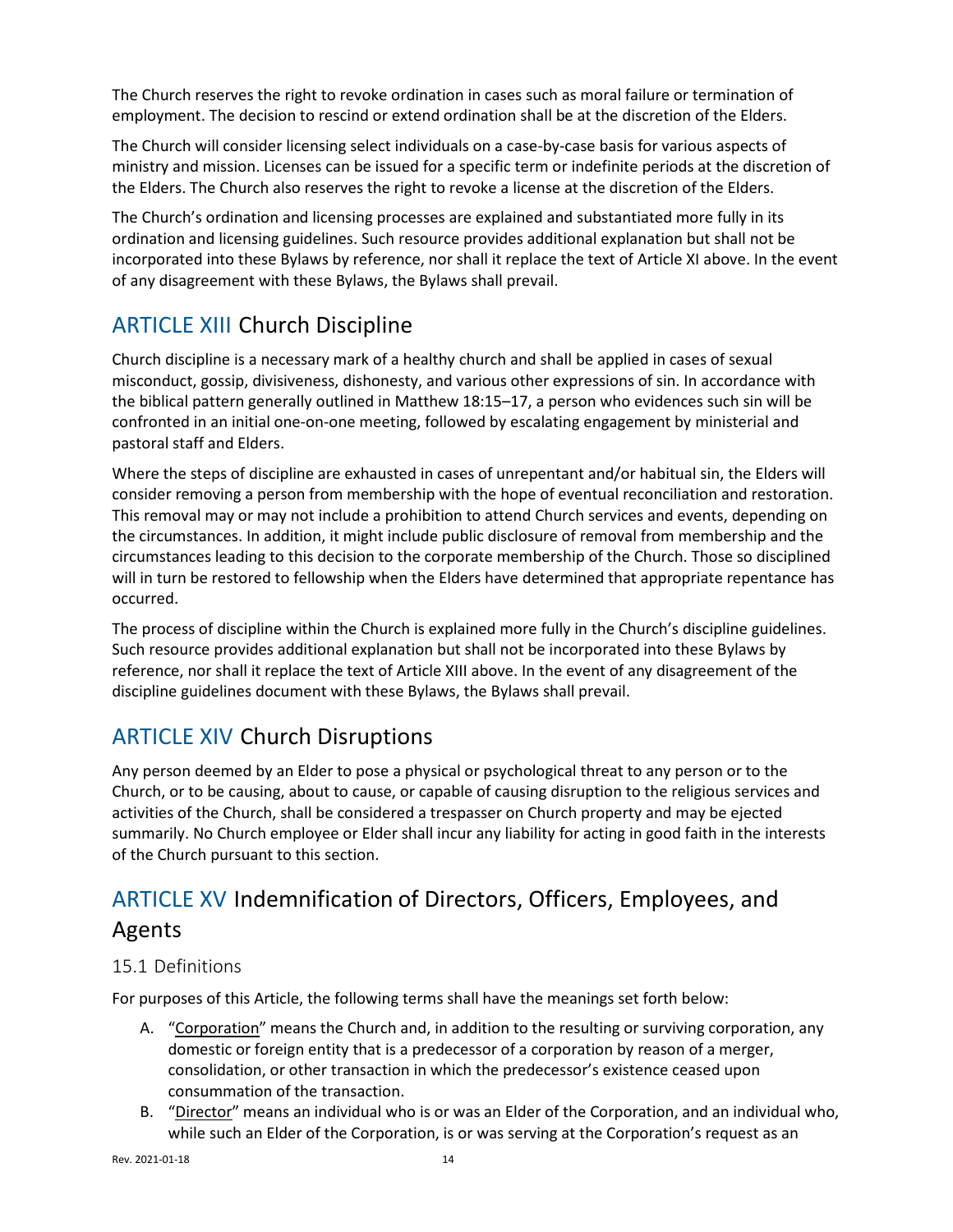The Church reserves the right to revoke ordination in cases such as moral failure or termination of employment. The decision to rescind or extend ordination shall be at the discretion of the Elders.

The Church will consider licensing select individuals on a case-by-case basis for various aspects of ministry and mission. Licenses can be issued for a specific term or indefinite periods at the discretion of the Elders. The Church also reserves the right to revoke a license at the discretion of the Elders.

The Church's ordination and licensing processes are explained and substantiated more fully in its ordination and licensing guidelines. Such resource provides additional explanation but shall not be incorporated into these Bylaws by reference, nor shall it replace the text of Article XI above. In the event of any disagreement with these Bylaws, the Bylaws shall prevail.

## ARTICLE XIII Church Discipline

Church discipline is a necessary mark of a healthy church and shall be applied in cases of sexual misconduct, gossip, divisiveness, dishonesty, and various other expressions of sin. In accordance with the biblical pattern generally outlined in Matthew 18:15–17, a person who evidences such sin will be confronted in an initial one-on-one meeting, followed by escalating engagement by ministerial and pastoral staff and Elders.

Where the steps of discipline are exhausted in cases of unrepentant and/or habitual sin, the Elders will consider removing a person from membership with the hope of eventual reconciliation and restoration. This removal may or may not include a prohibition to attend Church services and events, depending on the circumstances. In addition, it might include public disclosure of removal from membership and the circumstances leading to this decision to the corporate membership of the Church. Those so disciplined will in turn be restored to fellowship when the Elders have determined that appropriate repentance has occurred.

The process of discipline within the Church is explained more fully in the Church's discipline guidelines. Such resource provides additional explanation but shall not be incorporated into these Bylaws by reference, nor shall it replace the text of Article XIII above. In the event of any disagreement of the discipline guidelines document with these Bylaws, the Bylaws shall prevail.

## ARTICLE XIV Church Disruptions

Any person deemed by an Elder to pose a physical or psychological threat to any person or to the Church, or to be causing, about to cause, or capable of causing disruption to the religious services and activities of the Church, shall be considered a trespasser on Church property and may be ejected summarily. No Church employee or Elder shall incur any liability for acting in good faith in the interests of the Church pursuant to this section.

## ARTICLE XV Indemnification of Directors, Officers, Employees, and Agents

### 15.1 Definitions

For purposes of this Article, the following terms shall have the meanings set forth below:

A. "Corporation" means the Church and, in addition to the resulting or surviving corporation, any domestic or foreign entity that is a predecessor of a corporation by reason of a merger, consolidation, or other transaction in which the predecessor's existence ceased upon consummation of the transaction.

B. "Director" means an individual who is or was an Elder of the Corporation, and an individual who, while such an Elder of the Corporation, is or was serving at the Corporation's request as an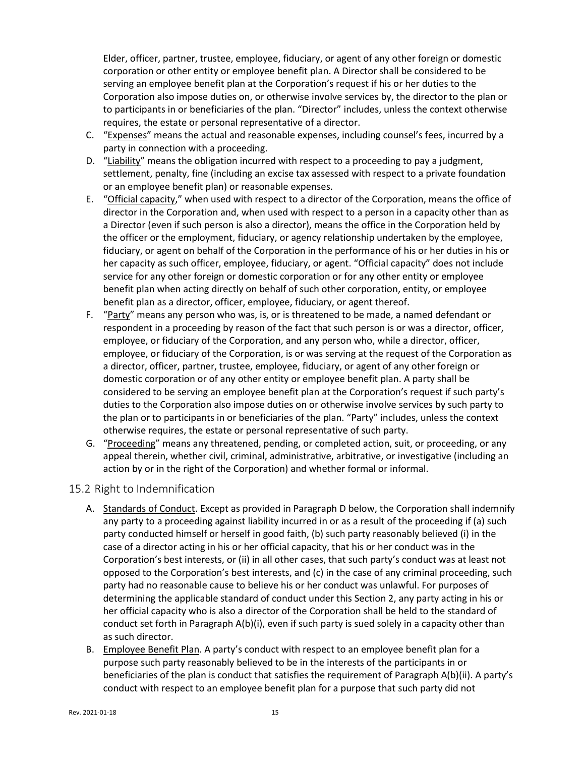Elder, officer, partner, trustee, employee, fiduciary, or agent of any other foreign or domestic corporation or other entity or employee benefit plan. A Director shall be considered to be serving an employee benefit plan at the Corporation's request if his or her duties to the Corporation also impose duties on, or otherwise involve services by, the director to the plan or to participants in or beneficiaries of the plan. "Director" includes, unless the context otherwise requires, the estate or personal representative of a director.

C. "Expenses" means the actual and reasonable expenses, including counsel's fees, incurred by a party in connection with a proceeding.
D. "Liability" means the obligation incurred with respect to a proceeding to pay a judgment, settlement, penalty, fine (including an excise tax assessed with respect to a private foundation or an employee benefit plan) or reasonable expenses.
E. "Official capacity," when used with respect to a director of the Corporation, means the office of director in the Corporation and, when used with respect to a person in a capacity other than as a Director (even if such person is also a director), means the office in the Corporation held by the officer or the employment, fiduciary, or agency relationship undertaken by the employee, fiduciary, or agent on behalf of the Corporation in the performance of his or her duties in his or her capacity as such officer, employee, fiduciary, or agent. "Official capacity" does not include service for any other foreign or domestic corporation or for any other entity or employee benefit plan when acting directly on behalf of such other corporation, entity, or employee benefit plan as a director, officer, employee, fiduciary, or agent thereof.
F. "Party" means any person who was, is, or is threatened to be made, a named defendant or respondent in a proceeding by reason of the fact that such person is or was a director, officer, employee, or fiduciary of the Corporation, and any person who, while a director, officer, employee, or fiduciary of the Corporation, is or was serving at the request of the Corporation as a director, officer, partner, trustee, employee, fiduciary, or agent of any other foreign or domestic corporation or of any other entity or employee benefit plan. A party shall be considered to be serving an employee benefit plan at the Corporation's request if such party's duties to the Corporation also impose duties on or otherwise involve services by such party to the plan or to participants in or beneficiaries of the plan. "Party" includes, unless the context otherwise requires, the estate or personal representative of such party.
G. "Proceeding" means any threatened, pending, or completed action, suit, or proceeding, or any appeal therein, whether civil, criminal, administrative, arbitrative, or investigative (including an action by or in the right of the Corporation) and whether formal or informal.

## 15.2 Right to Indemnification

A. Standards of Conduct. Except as provided in Paragraph D below, the Corporation shall indemnify any party to a proceeding against liability incurred in or as a result of the proceeding if (a) such party conducted himself or herself in good faith, (b) such party reasonably believed (i) in the case of a director acting in his or her official capacity, that his or her conduct was in the Corporation's best interests, or (ii) in all other cases, that such party's conduct was at least not opposed to the Corporation's best interests, and (c) in the case of any criminal proceeding, such party had no reasonable cause to believe his or her conduct was unlawful. For purposes of determining the applicable standard of conduct under this Section 2, any party acting in his or her official capacity who is also a director of the Corporation shall be held to the standard of conduct set forth in Paragraph A(b)(i), even if such party is sued solely in a capacity other than as such director.
B. Employee Benefit Plan. A party's conduct with respect to an employee benefit plan for a purpose such party reasonably believed to be in the interests of the participants in or beneficiaries of the plan is conduct that satisfies the requirement of Paragraph A(b)(ii). A party's conduct with respect to an employee benefit plan for a purpose that such party did not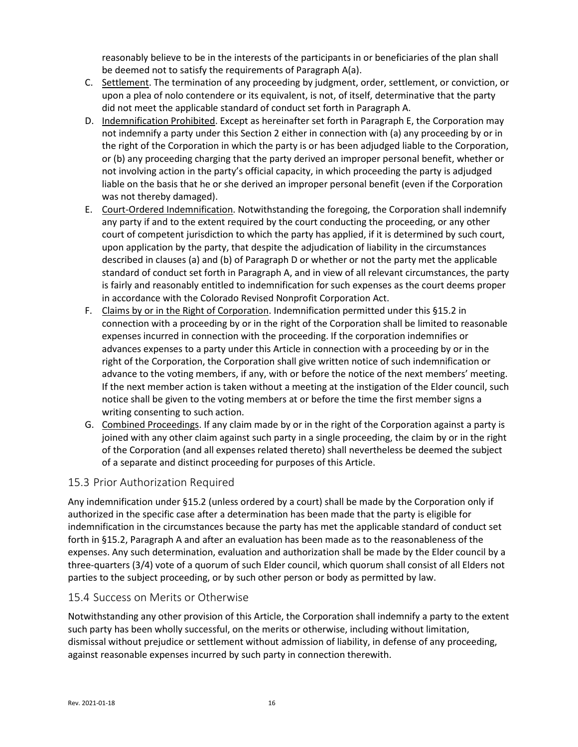reasonably believe to be in the interests of the participants in or beneficiaries of the plan shall be deemed not to satisfy the requirements of Paragraph A(a).

C. Settlement. The termination of any proceeding by judgment, order, settlement, or conviction, or upon a plea of nolo contendere or its equivalent, is not, of itself, determinative that the party did not meet the applicable standard of conduct set forth in Paragraph A.
D. Indemnification Prohibited. Except as hereinafter set forth in Paragraph E, the Corporation may not indemnify a party under this Section 2 either in connection with (a) any proceeding by or in the right of the Corporation in which the party is or has been adjudged liable to the Corporation, or (b) any proceeding charging that the party derived an improper personal benefit, whether or not involving action in the party's official capacity, in which proceeding the party is adjudged liable on the basis that he or she derived an improper personal benefit (even if the Corporation was not thereby damaged).
E. Court-Ordered Indemnification. Notwithstanding the foregoing, the Corporation shall indemnify any party if and to the extent required by the court conducting the proceeding, or any other court of competent jurisdiction to which the party has applied, if it is determined by such court, upon application by the party, that despite the adjudication of liability in the circumstances described in clauses (a) and (b) of Paragraph D or whether or not the party met the applicable standard of conduct set forth in Paragraph A, and in view of all relevant circumstances, the party is fairly and reasonably entitled to indemnification for such expenses as the court deems proper in accordance with the Colorado Revised Nonprofit Corporation Act.
F. Claims by or in the Right of Corporation. Indemnification permitted under this §15.2 in connection with a proceeding by or in the right of the Corporation shall be limited to reasonable expenses incurred in connection with the proceeding. If the corporation indemnifies or advances expenses to a party under this Article in connection with a proceeding by or in the right of the Corporation, the Corporation shall give written notice of such indemnification or advance to the voting members, if any, with or before the notice of the next members' meeting. If the next member action is taken without a meeting at the instigation of the Elder council, such notice shall be given to the voting members at or before the time the first member signs a writing consenting to such action.
G. Combined Proceedings. If any claim made by or in the right of the Corporation against a party is joined with any other claim against such party in a single proceeding, the claim by or in the right of the Corporation (and all expenses related thereto) shall nevertheless be deemed the subject of a separate and distinct proceeding for purposes of this Article.

## 15.3 Prior Authorization Required

Any indemnification under §15.2 (unless ordered by a court) shall be made by the Corporation only if authorized in the specific case after a determination has been made that the party is eligible for indemnification in the circumstances because the party has met the applicable standard of conduct set forth in §15.2, Paragraph A and after an evaluation has been made as to the reasonableness of the expenses. Any such determination, evaluation and authorization shall be made by the Elder council by a three-quarters (3/4) vote of a quorum of such Elder council, which quorum shall consist of all Elders not parties to the subject proceeding, or by such other person or body as permitted by law.

## 15.4 Success on Merits or Otherwise

Notwithstanding any other provision of this Article, the Corporation shall indemnify a party to the extent such party has been wholly successful, on the merits or otherwise, including without limitation, dismissal without prejudice or settlement without admission of liability, in defense of any proceeding, against reasonable expenses incurred by such party in connection therewith.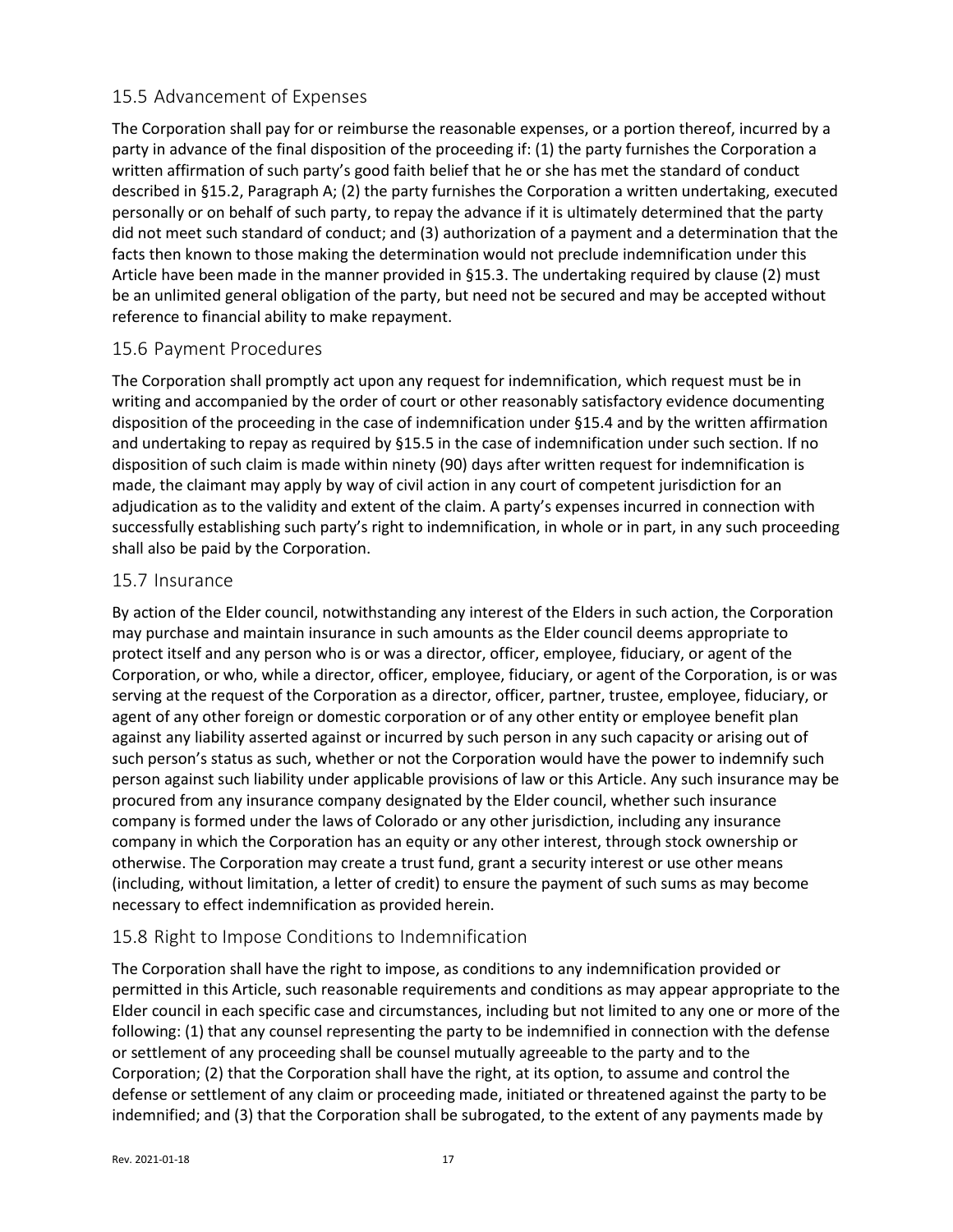## 15.5 Advancement of Expenses

The Corporation shall pay for or reimburse the reasonable expenses, or a portion thereof, incurred by a party in advance of the final disposition of the proceeding if: (1) the party furnishes the Corporation a written affirmation of such party's good faith belief that he or she has met the standard of conduct described in §15.2, Paragraph A; (2) the party furnishes the Corporation a written undertaking, executed personally or on behalf of such party, to repay the advance if it is ultimately determined that the party did not meet such standard of conduct; and (3) authorization of a payment and a determination that the facts then known to those making the determination would not preclude indemnification under this Article have been made in the manner provided in §15.3. The undertaking required by clause (2) must be an unlimited general obligation of the party, but need not be secured and may be accepted without reference to financial ability to make repayment.

## 15.6 Payment Procedures

The Corporation shall promptly act upon any request for indemnification, which request must be in writing and accompanied by the order of court or other reasonably satisfactory evidence documenting disposition of the proceeding in the case of indemnification under §15.4 and by the written affirmation and undertaking to repay as required by §15.5 in the case of indemnification under such section. If no disposition of such claim is made within ninety (90) days after written request for indemnification is made, the claimant may apply by way of civil action in any court of competent jurisdiction for an adjudication as to the validity and extent of the claim. A party's expenses incurred in connection with successfully establishing such party's right to indemnification, in whole or in part, in any such proceeding shall also be paid by the Corporation.

## 15.7 Insurance

By action of the Elder council, notwithstanding any interest of the Elders in such action, the Corporation may purchase and maintain insurance in such amounts as the Elder council deems appropriate to protect itself and any person who is or was a director, officer, employee, fiduciary, or agent of the Corporation, or who, while a director, officer, employee, fiduciary, or agent of the Corporation, is or was serving at the request of the Corporation as a director, officer, partner, trustee, employee, fiduciary, or agent of any other foreign or domestic corporation or of any other entity or employee benefit plan against any liability asserted against or incurred by such person in any such capacity or arising out of such person's status as such, whether or not the Corporation would have the power to indemnify such person against such liability under applicable provisions of law or this Article. Any such insurance may be procured from any insurance company designated by the Elder council, whether such insurance company is formed under the laws of Colorado or any other jurisdiction, including any insurance company in which the Corporation has an equity or any other interest, through stock ownership or otherwise. The Corporation may create a trust fund, grant a security interest or use other means (including, without limitation, a letter of credit) to ensure the payment of such sums as may become necessary to effect indemnification as provided herein.

## 15.8 Right to Impose Conditions to Indemnification

The Corporation shall have the right to impose, as conditions to any indemnification provided or permitted in this Article, such reasonable requirements and conditions as may appear appropriate to the Elder council in each specific case and circumstances, including but not limited to any one or more of the following: (1) that any counsel representing the party to be indemnified in connection with the defense or settlement of any proceeding shall be counsel mutually agreeable to the party and to the Corporation; (2) that the Corporation shall have the right, at its option, to assume and control the defense or settlement of any claim or proceeding made, initiated or threatened against the party to be indemnified; and (3) that the Corporation shall be subrogated, to the extent of any payments made by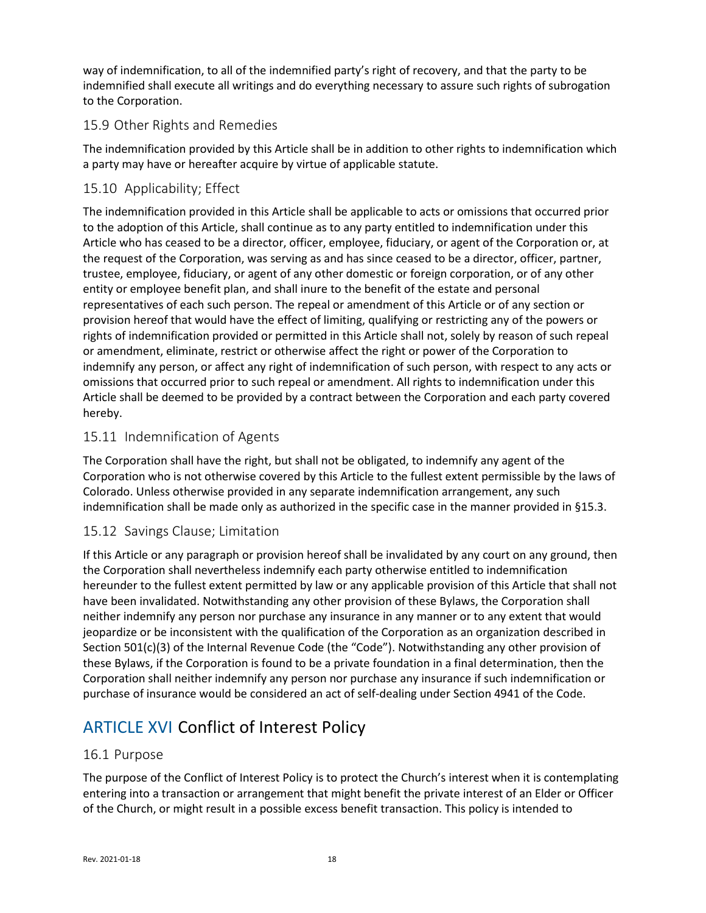way of indemnification, to all of the indemnified party's right of recovery, and that the party to be indemnified shall execute all writings and do everything necessary to assure such rights of subrogation to the Corporation.

### 15.9 Other Rights and Remedies

The indemnification provided by this Article shall be in addition to other rights to indemnification which a party may have or hereafter acquire by virtue of applicable statute.

### 15.10 Applicability; Effect

The indemnification provided in this Article shall be applicable to acts or omissions that occurred prior to the adoption of this Article, shall continue as to any party entitled to indemnification under this Article who has ceased to be a director, officer, employee, fiduciary, or agent of the Corporation or, at the request of the Corporation, was serving as and has since ceased to be a director, officer, partner, trustee, employee, fiduciary, or agent of any other domestic or foreign corporation, or of any other entity or employee benefit plan, and shall inure to the benefit of the estate and personal representatives of each such person. The repeal or amendment of this Article or of any section or provision hereof that would have the effect of limiting, qualifying or restricting any of the powers or rights of indemnification provided or permitted in this Article shall not, solely by reason of such repeal or amendment, eliminate, restrict or otherwise affect the right or power of the Corporation to indemnify any person, or affect any right of indemnification of such person, with respect to any acts or omissions that occurred prior to such repeal or amendment. All rights to indemnification under this Article shall be deemed to be provided by a contract between the Corporation and each party covered hereby.

### 15.11 Indemnification of Agents

The Corporation shall have the right, but shall not be obligated, to indemnify any agent of the Corporation who is not otherwise covered by this Article to the fullest extent permissible by the laws of Colorado. Unless otherwise provided in any separate indemnification arrangement, any such indemnification shall be made only as authorized in the specific case in the manner provided in §15.3.

### 15.12 Savings Clause; Limitation

If this Article or any paragraph or provision hereof shall be invalidated by any court on any ground, then the Corporation shall nevertheless indemnify each party otherwise entitled to indemnification hereunder to the fullest extent permitted by law or any applicable provision of this Article that shall not have been invalidated. Notwithstanding any other provision of these Bylaws, the Corporation shall neither indemnify any person nor purchase any insurance in any manner or to any extent that would jeopardize or be inconsistent with the qualification of the Corporation as an organization described in Section 501(c)(3) of the Internal Revenue Code (the "Code"). Notwithstanding any other provision of these Bylaws, if the Corporation is found to be a private foundation in a final determination, then the Corporation shall neither indemnify any person nor purchase any insurance if such indemnification or purchase of insurance would be considered an act of self-dealing under Section 4941 of the Code.

## ARTICLE XVI Conflict of Interest Policy

### 16.1 Purpose

The purpose of the Conflict of Interest Policy is to protect the Church's interest when it is contemplating entering into a transaction or arrangement that might benefit the private interest of an Elder or Officer of the Church, or might result in a possible excess benefit transaction. This policy is intended to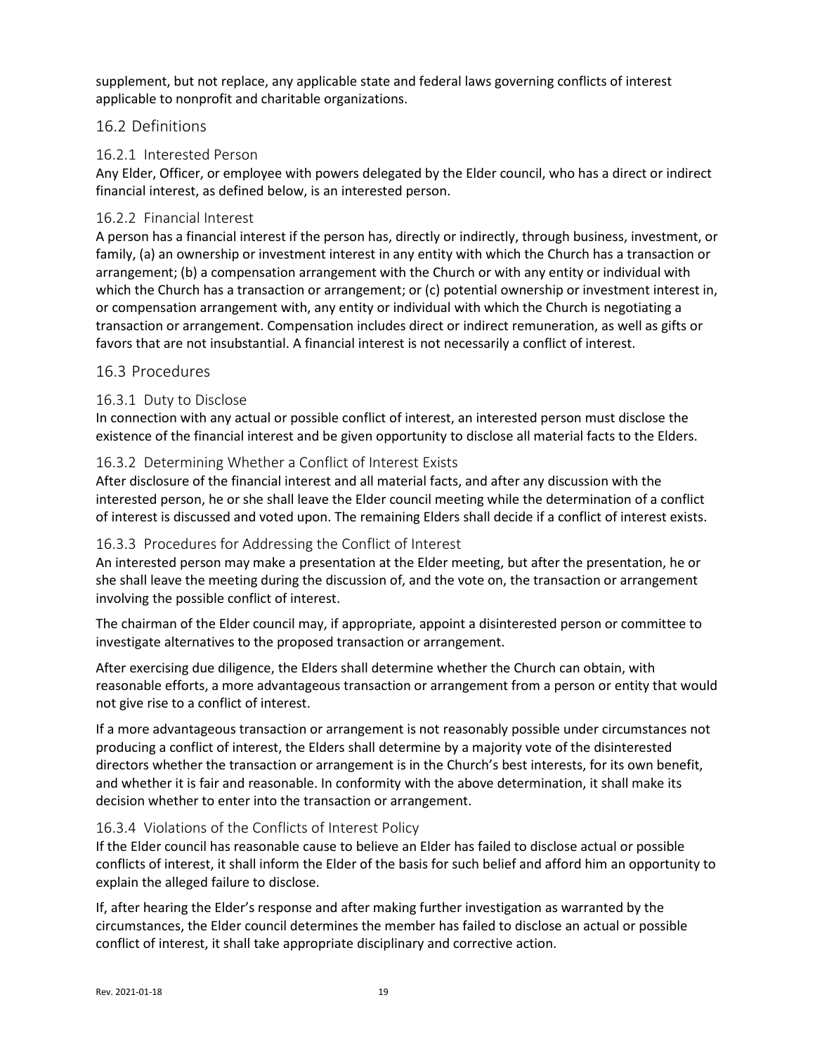supplement, but not replace, any applicable state and federal laws governing conflicts of interest applicable to nonprofit and charitable organizations.

## 16.2 Definitions

### 16.2.1 Interested Person

Any Elder, Officer, or employee with powers delegated by the Elder council, who has a direct or indirect financial interest, as defined below, is an interested person.

### 16.2.2 Financial Interest

A person has a financial interest if the person has, directly or indirectly, through business, investment, or family, (a) an ownership or investment interest in any entity with which the Church has a transaction or arrangement; (b) a compensation arrangement with the Church or with any entity or individual with which the Church has a transaction or arrangement; or (c) potential ownership or investment interest in, or compensation arrangement with, any entity or individual with which the Church is negotiating a transaction or arrangement. Compensation includes direct or indirect remuneration, as well as gifts or favors that are not insubstantial. A financial interest is not necessarily a conflict of interest.

## 16.3 Procedures

### 16.3.1 Duty to Disclose

In connection with any actual or possible conflict of interest, an interested person must disclose the existence of the financial interest and be given opportunity to disclose all material facts to the Elders.

### 16.3.2 Determining Whether a Conflict of Interest Exists

After disclosure of the financial interest and all material facts, and after any discussion with the interested person, he or she shall leave the Elder council meeting while the determination of a conflict of interest is discussed and voted upon. The remaining Elders shall decide if a conflict of interest exists.

### 16.3.3 Procedures for Addressing the Conflict of Interest

An interested person may make a presentation at the Elder meeting, but after the presentation, he or she shall leave the meeting during the discussion of, and the vote on, the transaction or arrangement involving the possible conflict of interest.

The chairman of the Elder council may, if appropriate, appoint a disinterested person or committee to investigate alternatives to the proposed transaction or arrangement.

After exercising due diligence, the Elders shall determine whether the Church can obtain, with reasonable efforts, a more advantageous transaction or arrangement from a person or entity that would not give rise to a conflict of interest.

If a more advantageous transaction or arrangement is not reasonably possible under circumstances not producing a conflict of interest, the Elders shall determine by a majority vote of the disinterested directors whether the transaction or arrangement is in the Church's best interests, for its own benefit, and whether it is fair and reasonable. In conformity with the above determination, it shall make its decision whether to enter into the transaction or arrangement.

### 16.3.4 Violations of the Conflicts of Interest Policy

If the Elder council has reasonable cause to believe an Elder has failed to disclose actual or possible conflicts of interest, it shall inform the Elder of the basis for such belief and afford him an opportunity to explain the alleged failure to disclose.

If, after hearing the Elder's response and after making further investigation as warranted by the circumstances, the Elder council determines the member has failed to disclose an actual or possible conflict of interest, it shall take appropriate disciplinary and corrective action.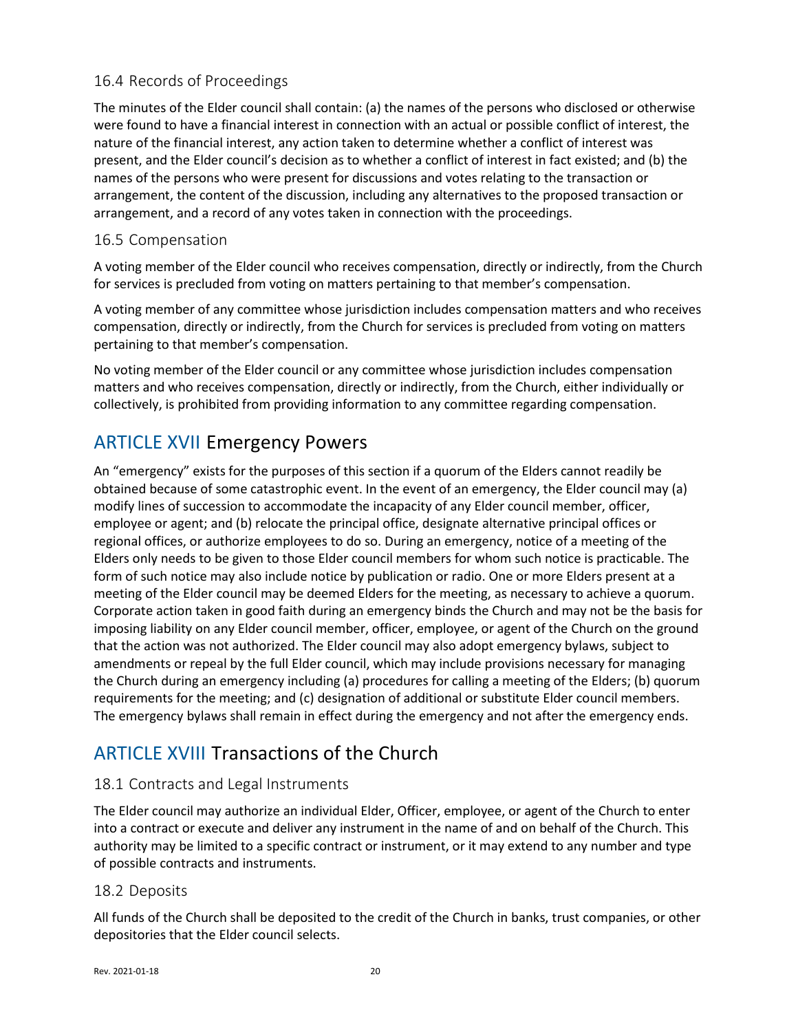### 16.4 Records of Proceedings

The minutes of the Elder council shall contain: (a) the names of the persons who disclosed or otherwise were found to have a financial interest in connection with an actual or possible conflict of interest, the nature of the financial interest, any action taken to determine whether a conflict of interest was present, and the Elder council's decision as to whether a conflict of interest in fact existed; and (b) the names of the persons who were present for discussions and votes relating to the transaction or arrangement, the content of the discussion, including any alternatives to the proposed transaction or arrangement, and a record of any votes taken in connection with the proceedings.

### 16.5 Compensation

A voting member of the Elder council who receives compensation, directly or indirectly, from the Church for services is precluded from voting on matters pertaining to that member's compensation.

A voting member of any committee whose jurisdiction includes compensation matters and who receives compensation, directly or indirectly, from the Church for services is precluded from voting on matters pertaining to that member's compensation.

No voting member of the Elder council or any committee whose jurisdiction includes compensation matters and who receives compensation, directly or indirectly, from the Church, either individually or collectively, is prohibited from providing information to any committee regarding compensation.

## ARTICLE XVII Emergency Powers

An "emergency" exists for the purposes of this section if a quorum of the Elders cannot readily be obtained because of some catastrophic event. In the event of an emergency, the Elder council may (a) modify lines of succession to accommodate the incapacity of any Elder council member, officer, employee or agent; and (b) relocate the principal office, designate alternative principal offices or regional offices, or authorize employees to do so. During an emergency, notice of a meeting of the Elders only needs to be given to those Elder council members for whom such notice is practicable. The form of such notice may also include notice by publication or radio. One or more Elders present at a meeting of the Elder council may be deemed Elders for the meeting, as necessary to achieve a quorum. Corporate action taken in good faith during an emergency binds the Church and may not be the basis for imposing liability on any Elder council member, officer, employee, or agent of the Church on the ground that the action was not authorized. The Elder council may also adopt emergency bylaws, subject to amendments or repeal by the full Elder council, which may include provisions necessary for managing the Church during an emergency including (a) procedures for calling a meeting of the Elders; (b) quorum requirements for the meeting; and (c) designation of additional or substitute Elder council members. The emergency bylaws shall remain in effect during the emergency and not after the emergency ends.

## ARTICLE XVIII Transactions of the Church

### 18.1 Contracts and Legal Instruments

The Elder council may authorize an individual Elder, Officer, employee, or agent of the Church to enter into a contract or execute and deliver any instrument in the name of and on behalf of the Church. This authority may be limited to a specific contract or instrument, or it may extend to any number and type of possible contracts and instruments.

### 18.2 Deposits

All funds of the Church shall be deposited to the credit of the Church in banks, trust companies, or other depositories that the Elder council selects.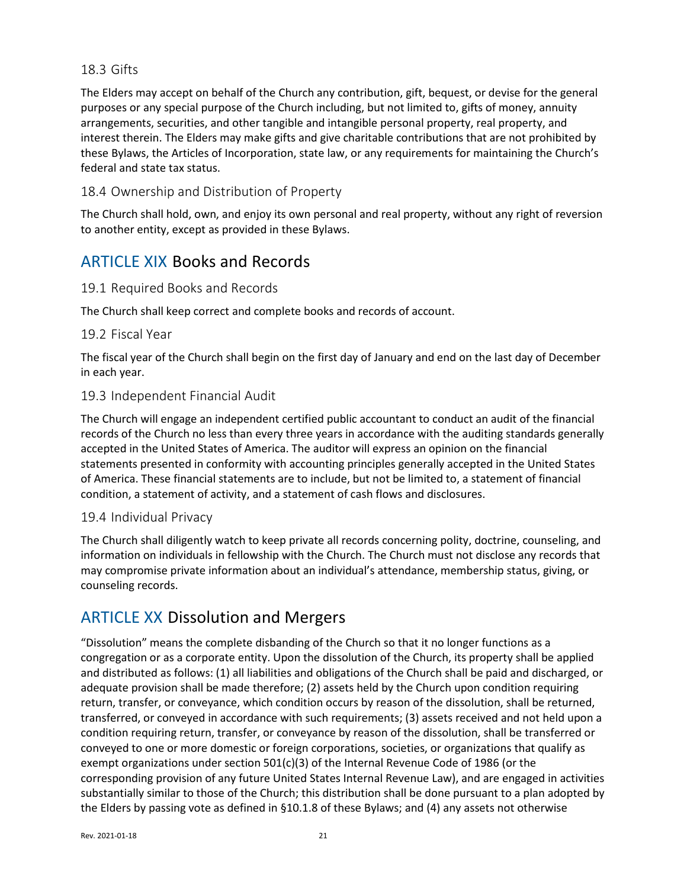### 18.3 Gifts

The Elders may accept on behalf of the Church any contribution, gift, bequest, or devise for the general purposes or any special purpose of the Church including, but not limited to, gifts of money, annuity arrangements, securities, and other tangible and intangible personal property, real property, and interest therein. The Elders may make gifts and give charitable contributions that are not prohibited by these Bylaws, the Articles of Incorporation, state law, or any requirements for maintaining the Church's federal and state tax status.

### 18.4 Ownership and Distribution of Property

The Church shall hold, own, and enjoy its own personal and real property, without any right of reversion to another entity, except as provided in these Bylaws.

## ARTICLE XIX Books and Records

### 19.1 Required Books and Records

The Church shall keep correct and complete books and records of account.

### 19.2 Fiscal Year

The fiscal year of the Church shall begin on the first day of January and end on the last day of December in each year.

### 19.3 Independent Financial Audit

The Church will engage an independent certified public accountant to conduct an audit of the financial records of the Church no less than every three years in accordance with the auditing standards generally accepted in the United States of America. The auditor will express an opinion on the financial statements presented in conformity with accounting principles generally accepted in the United States of America. These financial statements are to include, but not be limited to, a statement of financial condition, a statement of activity, and a statement of cash flows and disclosures.

### 19.4 Individual Privacy

The Church shall diligently watch to keep private all records concerning polity, doctrine, counseling, and information on individuals in fellowship with the Church. The Church must not disclose any records that may compromise private information about an individual's attendance, membership status, giving, or counseling records.

## ARTICLE XX Dissolution and Mergers

"Dissolution" means the complete disbanding of the Church so that it no longer functions as a congregation or as a corporate entity. Upon the dissolution of the Church, its property shall be applied and distributed as follows: (1) all liabilities and obligations of the Church shall be paid and discharged, or adequate provision shall be made therefore; (2) assets held by the Church upon condition requiring return, transfer, or conveyance, which condition occurs by reason of the dissolution, shall be returned, transferred, or conveyed in accordance with such requirements; (3) assets received and not held upon a condition requiring return, transfer, or conveyance by reason of the dissolution, shall be transferred or conveyed to one or more domestic or foreign corporations, societies, or organizations that qualify as exempt organizations under section 501(c)(3) of the Internal Revenue Code of 1986 (or the corresponding provision of any future United States Internal Revenue Law), and are engaged in activities substantially similar to those of the Church; this distribution shall be done pursuant to a plan adopted by the Elders by passing vote as defined in §10.1.8 of these Bylaws; and (4) any assets not otherwise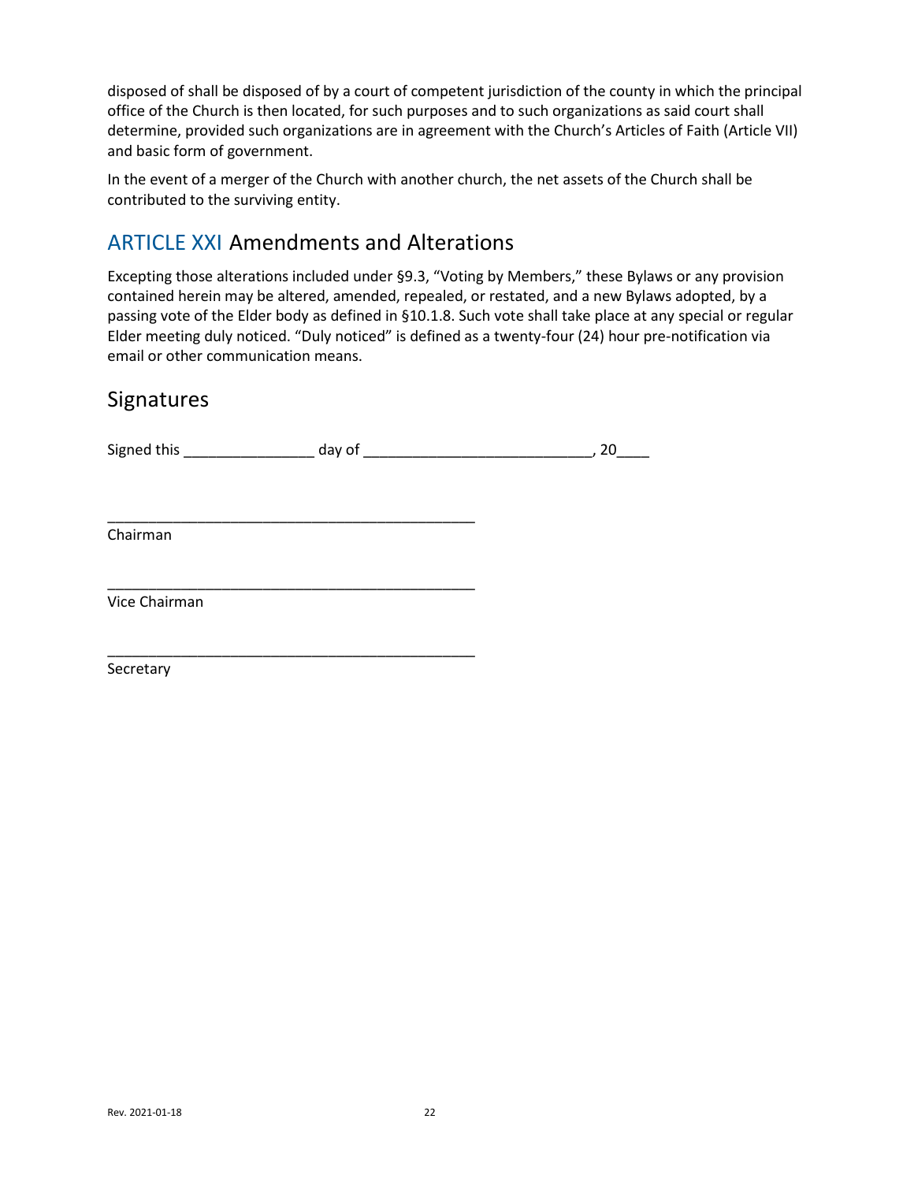disposed of shall be disposed of by a court of competent jurisdiction of the county in which the principal office of the Church is then located, for such purposes and to such organizations as said court shall determine, provided such organizations are in agreement with the Church's Articles of Faith (Article VII) and basic form of government.

In the event of a merger of the Church with another church, the net assets of the Church shall be contributed to the surviving entity.

## ARTICLE XXI Amendments and Alterations

Excepting those alterations included under §9.3, "Voting by Members," these Bylaws or any provision contained herein may be altered, amended, repealed, or restated, and a new Bylaws adopted, by a passing vote of the Elder body as defined in §10.1.8. Such vote shall take place at any special or regular Elder meeting duly noticed. "Duly noticed" is defined as a twenty-four (24) hour pre-notification via email or other communication means.

## Signatures

Signed this ________________ day of ____________________________, 20____

______________________________________________
Chairman

______________________________________________
Vice Chairman

______________________________________________
Secretary

Rev. 2021-01-18